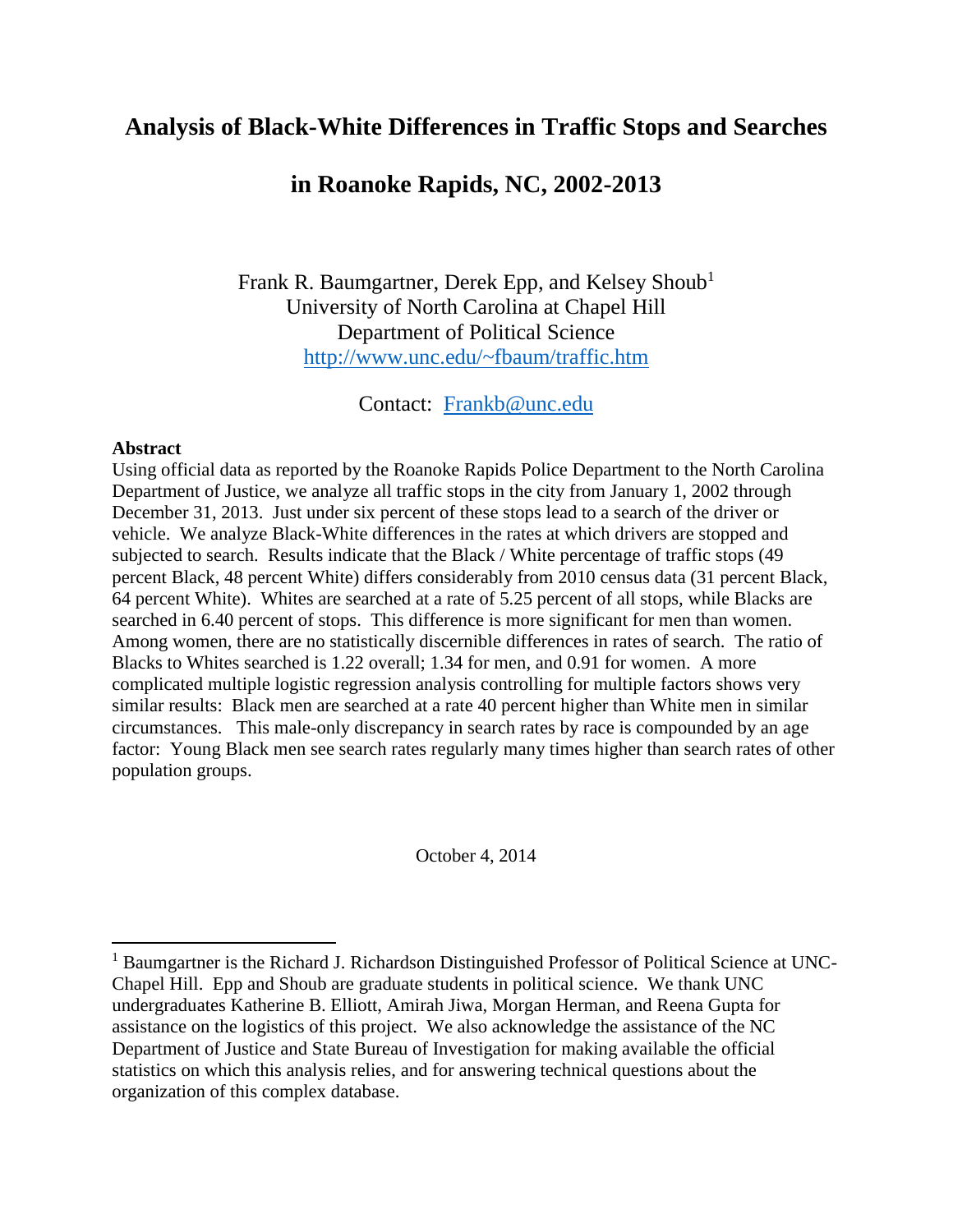# Analysis of Black-White Differences in Traffic Stops and Searches

# in Roanoke Rapids, NC, 2002-2013

Frank R. Baumgartner, Derek Epp, and Kelsey Shoub[1]
University of North Carolina at Chapel Hill
Department of Political Science
http://www.unc.edu/~fbaum/traffic.htm

Contact: Frankb@unc.edu

**Abstract**

Using official data as reported by the Roanoke Rapids Police Department to the North Carolina Department of Justice, we analyze all traffic stops in the city from January 1, 2002 through December 31, 2013. Just under six percent of these stops lead to a search of the driver or vehicle. We analyze Black-White differences in the rates at which drivers are stopped and subjected to search. Results indicate that the Black / White percentage of traffic stops (49 percent Black, 48 percent White) differs considerably from 2010 census data (31 percent Black, 64 percent White). Whites are searched at a rate of 5.25 percent of all stops, while Blacks are searched in 6.40 percent of stops. This difference is more significant for men than women. Among women, there are no statistically discernible differences in rates of search. The ratio of Blacks to Whites searched is 1.22 overall; 1.34 for men, and 0.91 for women. A more complicated multiple logistic regression analysis controlling for multiple factors shows very similar results: Black men are searched at a rate 40 percent higher than White men in similar circumstances. This male-only discrepancy in search rates by race is compounded by an age factor: Young Black men see search rates regularly many times higher than search rates of other population groups.

October 4, 2014

[1] Baumgartner is the Richard J. Richardson Distinguished Professor of Political Science at UNC-Chapel Hill. Epp and Shoub are graduate students in political science. We thank UNC undergraduates Katherine B. Elliott, Amirah Jiwa, Morgan Herman, and Reena Gupta for assistance on the logistics of this project. We also acknowledge the assistance of the NC Department of Justice and State Bureau of Investigation for making available the official statistics on which this analysis relies, and for answering technical questions about the organization of this complex database.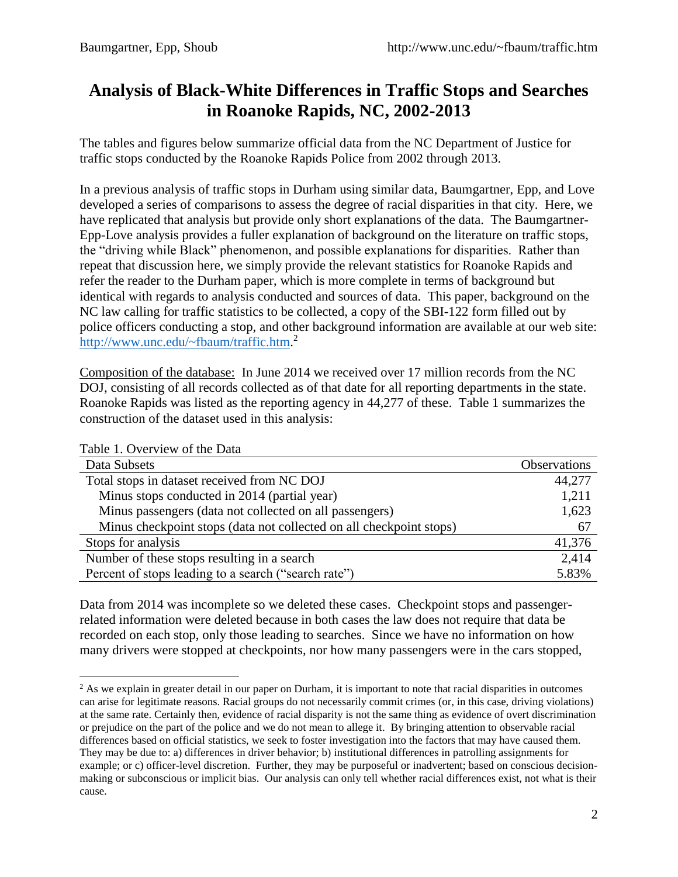# Analysis of Black-White Differences in Traffic Stops and Searches in Roanoke Rapids, NC, 2002-2013

The tables and figures below summarize official data from the NC Department of Justice for traffic stops conducted by the Roanoke Rapids Police from 2002 through 2013.

In a previous analysis of traffic stops in Durham using similar data, Baumgartner, Epp, and Love developed a series of comparisons to assess the degree of racial disparities in that city. Here, we have replicated that analysis but provide only short explanations of the data. The Baumgartner-Epp-Love analysis provides a fuller explanation of background on the literature on traffic stops, the "driving while Black" phenomenon, and possible explanations for disparities. Rather than repeat that discussion here, we simply provide the relevant statistics for Roanoke Rapids and refer the reader to the Durham paper, which is more complete in terms of background but identical with regards to analysis conducted and sources of data. This paper, background on the NC law calling for traffic statistics to be collected, a copy of the SBI-122 form filled out by police officers conducting a stop, and other background information are available at our web site: http://www.unc.edu/~fbaum/traffic.htm.[2]

Composition of the database: In June 2014 we received over 17 million records from the NC DOJ, consisting of all records collected as of that date for all reporting departments in the state. Roanoke Rapids was listed as the reporting agency in 44,277 of these. Table 1 summarizes the construction of the dataset used in this analysis:

Table 1. Overview of the Data

| Data Subsets | Observations |
|---|---|
| Total stops in dataset received from NC DOJ | 44,277 |
| Minus stops conducted in 2014 (partial year) | 1,211 |
| Minus passengers (data not collected on all passengers) | 1,623 |
| Minus checkpoint stops (data not collected on all checkpoint stops) | 67 |
| Stops for analysis | 41,376 |
| Number of these stops resulting in a search | 2,414 |
| Percent of stops leading to a search ("search rate") | 5.83% |

Data from 2014 was incomplete so we deleted these cases. Checkpoint stops and passenger-related information were deleted because in both cases the law does not require that data be recorded on each stop, only those leading to searches. Since we have no information on how many drivers were stopped at checkpoints, nor how many passengers were in the cars stopped,

[2] As we explain in greater detail in our paper on Durham, it is important to note that racial disparities in outcomes can arise for legitimate reasons. Racial groups do not necessarily commit crimes (or, in this case, driving violations) at the same rate. Certainly then, evidence of racial disparity is not the same thing as evidence of overt discrimination or prejudice on the part of the police and we do not mean to allege it. By bringing attention to observable racial differences based on official statistics, we seek to foster investigation into the factors that may have caused them. They may be due to: a) differences in driver behavior; b) institutional differences in patrolling assignments for example; or c) officer-level discretion. Further, they may be purposeful or inadvertent; based on conscious decision-making or subconscious or implicit bias. Our analysis can only tell whether racial differences exist, not what is their cause.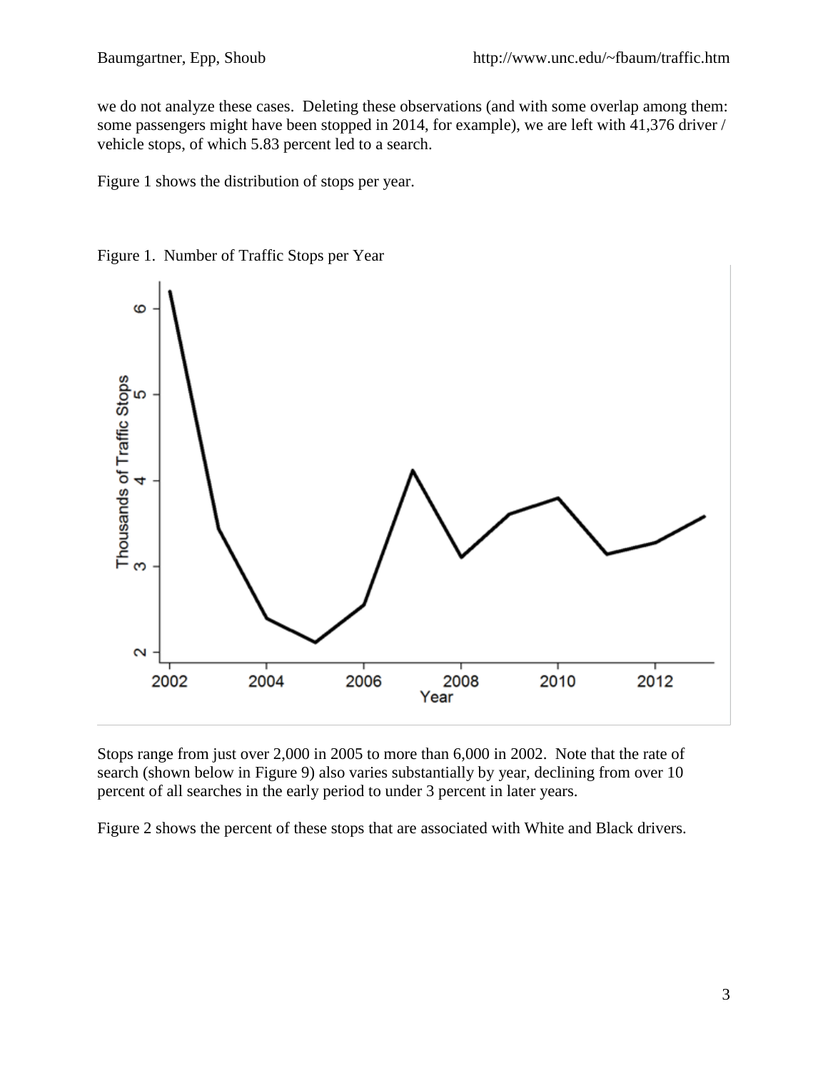we do not analyze these cases. Deleting these observations (and with some overlap among them: some passengers might have been stopped in 2014, for example), we are left with 41,376 driver / vehicle stops, of which 5.83 percent led to a search.

Figure 1 shows the distribution of stops per year.

Figure 1. Number of Traffic Stops per Year

Stops range from just over 2,000 in 2005 to more than 6,000 in 2002. Note that the rate of search (shown below in Figure 9) also varies substantially by year, declining from over 10 percent of all searches in the early period to under 3 percent in later years.

Figure 2 shows the percent of these stops that are associated with White and Black drivers.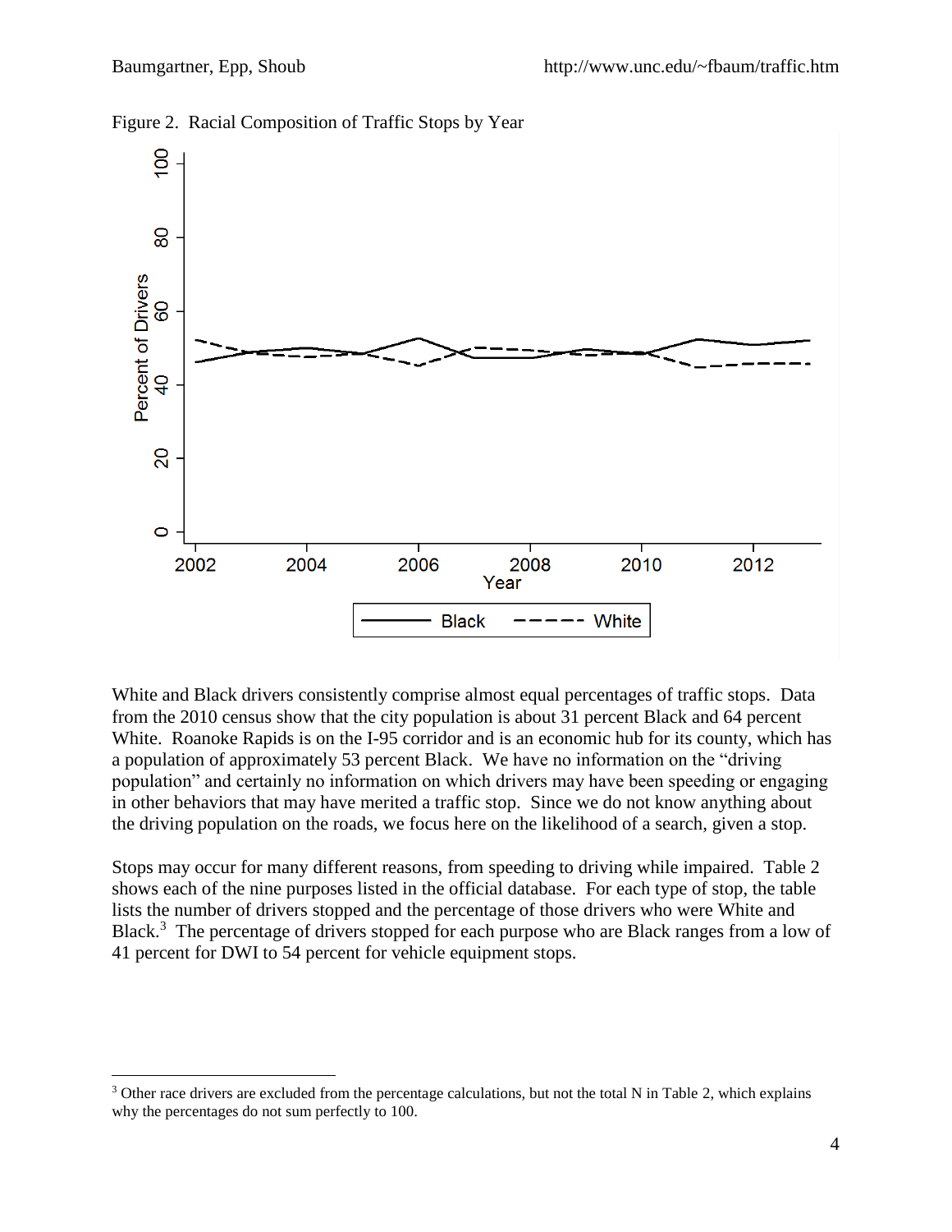Figure 2. Racial Composition of Traffic Stops by Year

White and Black drivers consistently comprise almost equal percentages of traffic stops. Data from the 2010 census show that the city population is about 31 percent Black and 64 percent White. Roanoke Rapids is on the I-95 corridor and is an economic hub for its county, which has a population of approximately 53 percent Black. We have no information on the "driving population" and certainly no information on which drivers may have been speeding or engaging in other behaviors that may have merited a traffic stop. Since we do not know anything about the driving population on the roads, we focus here on the likelihood of a search, given a stop.

Stops may occur for many different reasons, from speeding to driving while impaired. Table 2 shows each of the nine purposes listed in the official database. For each type of stop, the table lists the number of drivers stopped and the percentage of those drivers who were White and Black.[3] The percentage of drivers stopped for each purpose who are Black ranges from a low of 41 percent for DWI to 54 percent for vehicle equipment stops.

[3] Other race drivers are excluded from the percentage calculations, but not the total N in Table 2, which explains why the percentages do not sum perfectly to 100.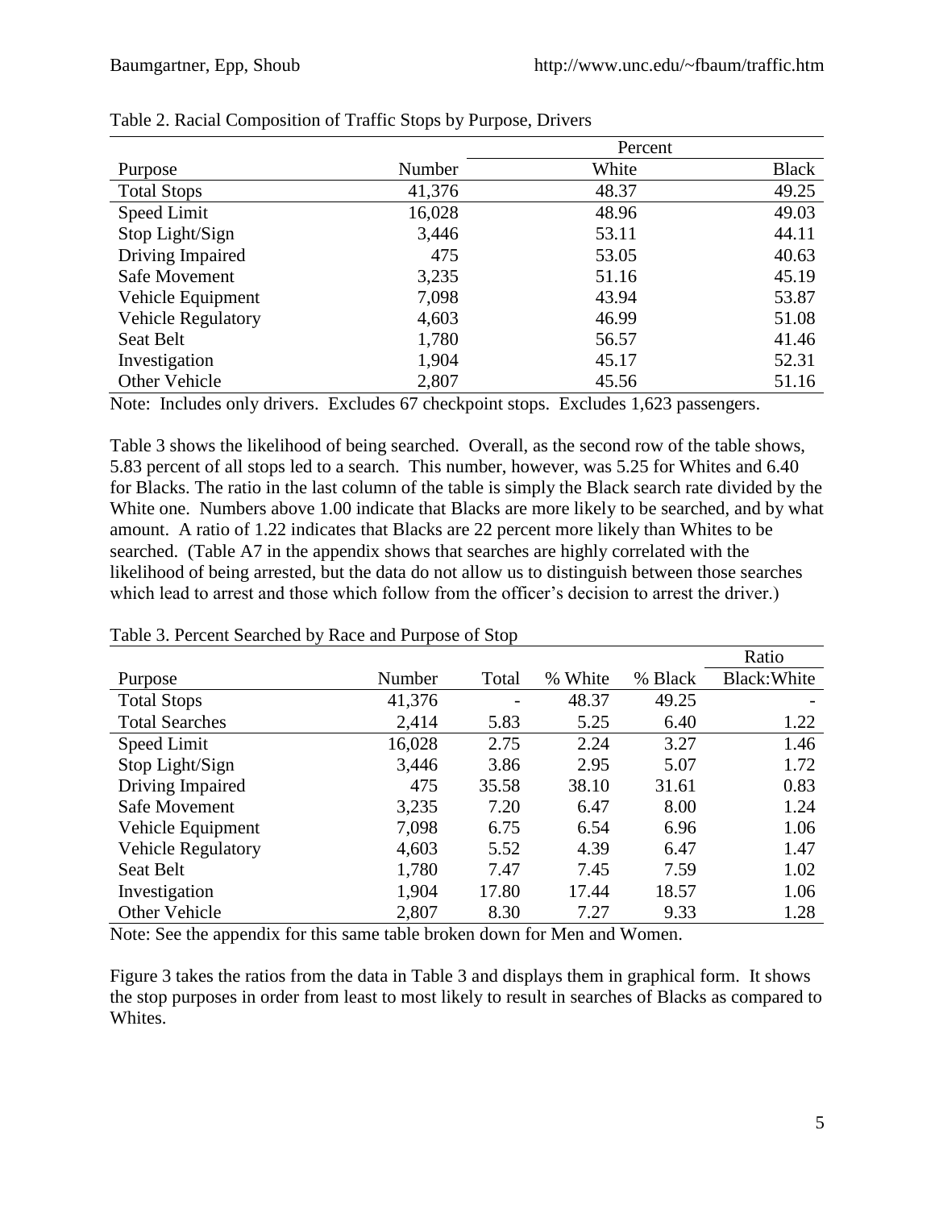Table 2. Racial Composition of Traffic Stops by Purpose, Drivers

| | | Percent | |
|---|---|---|---|
| Purpose | Number | White | Black |
| Total Stops | 41,376 | 48.37 | 49.25 |
| Speed Limit | 16,028 | 48.96 | 49.03 |
| Stop Light/Sign | 3,446 | 53.11 | 44.11 |
| Driving Impaired | 475 | 53.05 | 40.63 |
| Safe Movement | 3,235 | 51.16 | 45.19 |
| Vehicle Equipment | 7,098 | 43.94 | 53.87 |
| Vehicle Regulatory | 4,603 | 46.99 | 51.08 |
| Seat Belt | 1,780 | 56.57 | 41.46 |
| Investigation | 1,904 | 45.17 | 52.31 |
| Other Vehicle | 2,807 | 45.56 | 51.16 |

Note: Includes only drivers. Excludes 67 checkpoint stops. Excludes 1,623 passengers.

Table 3 shows the likelihood of being searched. Overall, as the second row of the table shows, 5.83 percent of all stops led to a search. This number, however, was 5.25 for Whites and 6.40 for Blacks. The ratio in the last column of the table is simply the Black search rate divided by the White one. Numbers above 1.00 indicate that Blacks are more likely to be searched, and by what amount. A ratio of 1.22 indicates that Blacks are 22 percent more likely than Whites to be searched. (Table A7 in the appendix shows that searches are highly correlated with the likelihood of being arrested, but the data do not allow us to distinguish between those searches which lead to arrest and those which follow from the officer's decision to arrest the driver.)

Table 3. Percent Searched by Race and Purpose of Stop

| Purpose | Number | Total | % White | % Black | Ratio Black:White |
|---|---|---|---|---|---|
| Total Stops | 41,376 | - | 48.37 | 49.25 | - |
| Total Searches | 2,414 | 5.83 | 5.25 | 6.40 | 1.22 |
| Speed Limit | 16,028 | 2.75 | 2.24 | 3.27 | 1.46 |
| Stop Light/Sign | 3,446 | 3.86 | 2.95 | 5.07 | 1.72 |
| Driving Impaired | 475 | 35.58 | 38.10 | 31.61 | 0.83 |
| Safe Movement | 3,235 | 7.20 | 6.47 | 8.00 | 1.24 |
| Vehicle Equipment | 7,098 | 6.75 | 6.54 | 6.96 | 1.06 |
| Vehicle Regulatory | 4,603 | 5.52 | 4.39 | 6.47 | 1.47 |
| Seat Belt | 1,780 | 7.47 | 7.45 | 7.59 | 1.02 |
| Investigation | 1,904 | 17.80 | 17.44 | 18.57 | 1.06 |
| Other Vehicle | 2,807 | 8.30 | 7.27 | 9.33 | 1.28 |

Note: See the appendix for this same table broken down for Men and Women.

Figure 3 takes the ratios from the data in Table 3 and displays them in graphical form. It shows the stop purposes in order from least to most likely to result in searches of Blacks as compared to Whites.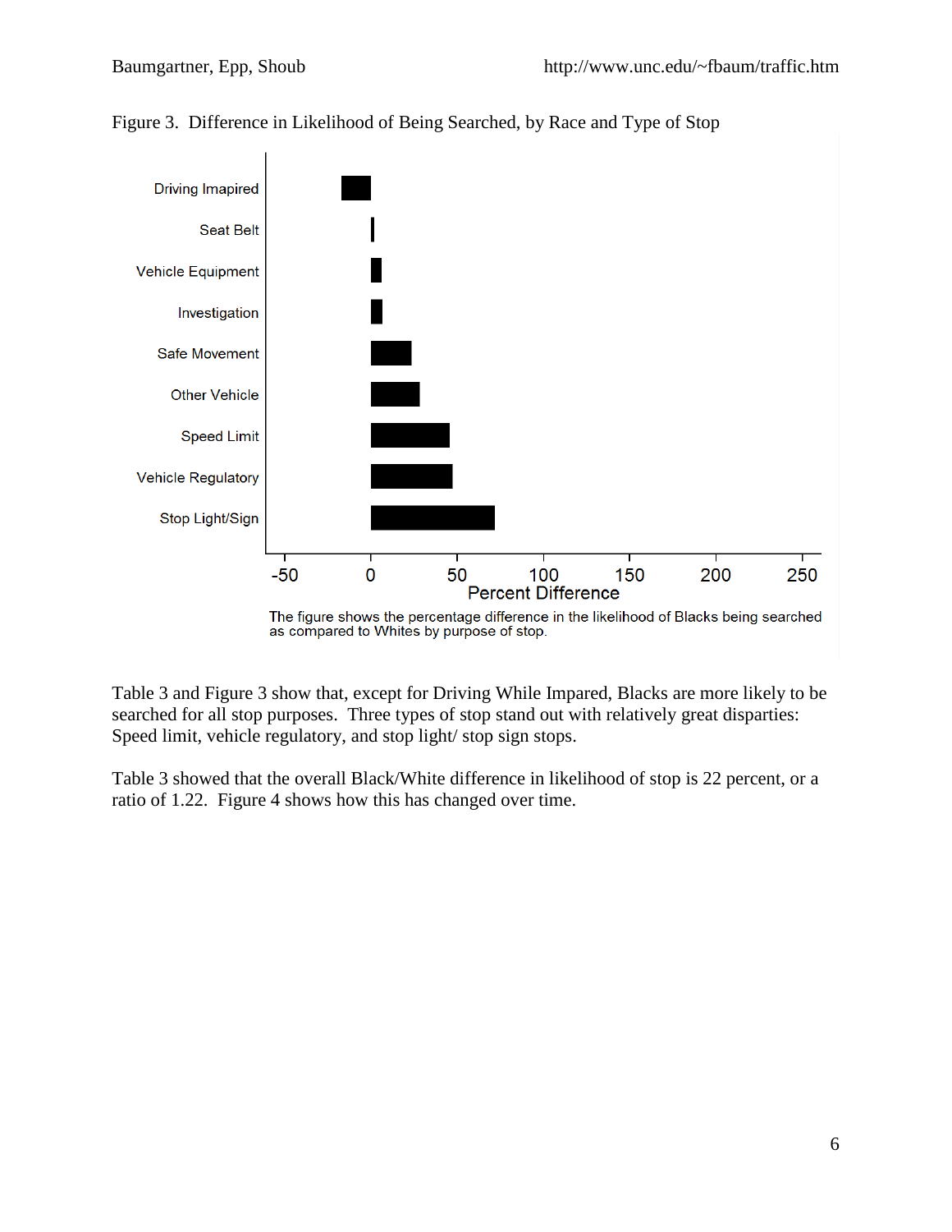Figure 3. Difference in Likelihood of Being Searched, by Race and Type of Stop

The figure shows the percentage difference in the likelihood of Blacks being searched as compared to Whites by purpose of stop.

Table 3 and Figure 3 show that, except for Driving While Impared, Blacks are more likely to be searched for all stop purposes. Three types of stop stand out with relatively great disparities: Speed limit, vehicle regulatory, and stop light/ stop sign stops.

Table 3 showed that the overall Black/White difference in likelihood of stop is 22 percent, or a ratio of 1.22. Figure 4 shows how this has changed over time.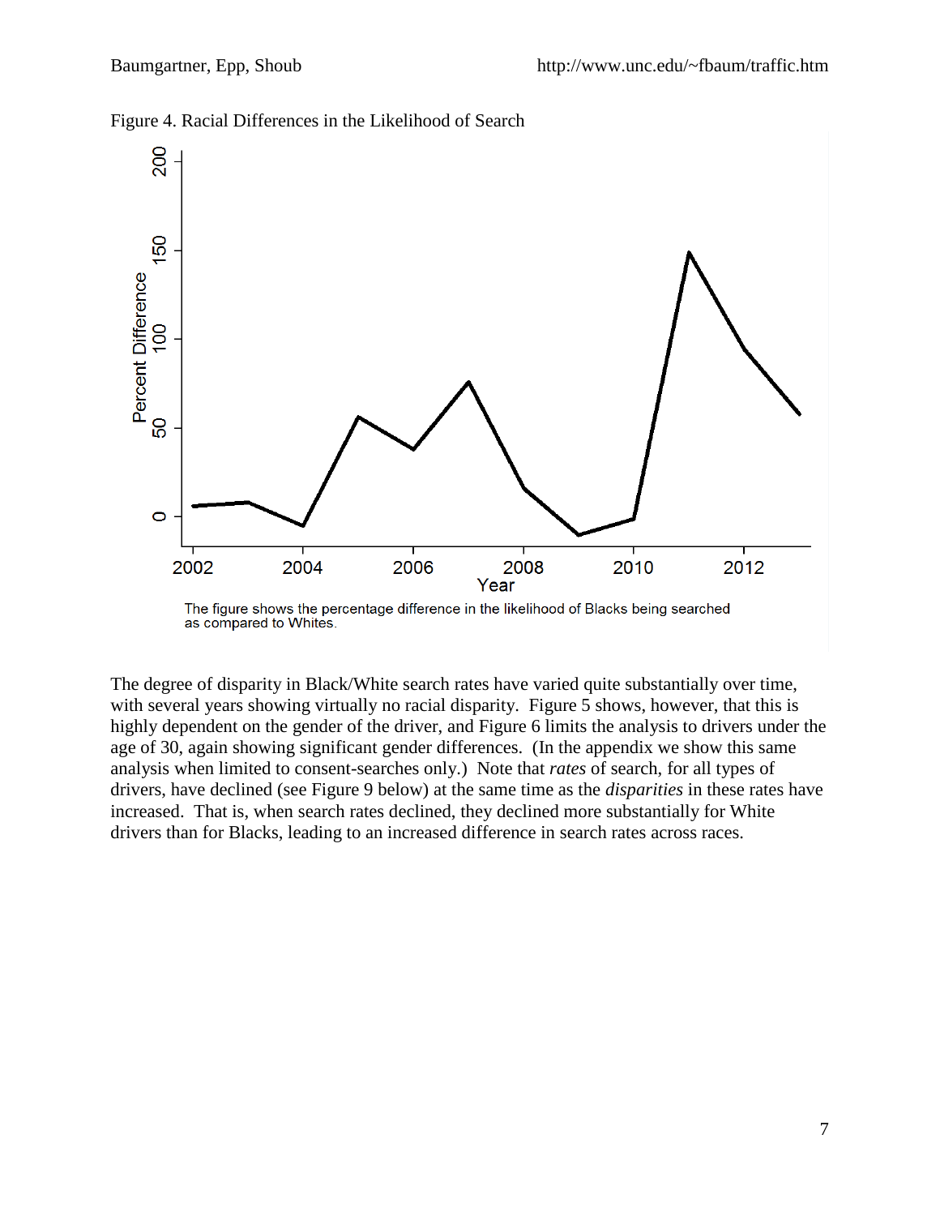Figure 4. Racial Differences in the Likelihood of Search

The figure shows the percentage difference in the likelihood of Blacks being searched as compared to Whites.

The degree of disparity in Black/White search rates have varied quite substantially over time, with several years showing virtually no racial disparity. Figure 5 shows, however, that this is highly dependent on the gender of the driver, and Figure 6 limits the analysis to drivers under the age of 30, again showing significant gender differences. (In the appendix we show this same analysis when limited to consent-searches only.) Note that *rates* of search, for all types of drivers, have declined (see Figure 9 below) at the same time as the *disparities* in these rates have increased. That is, when search rates declined, they declined more substantially for White drivers than for Blacks, leading to an increased difference in search rates across races.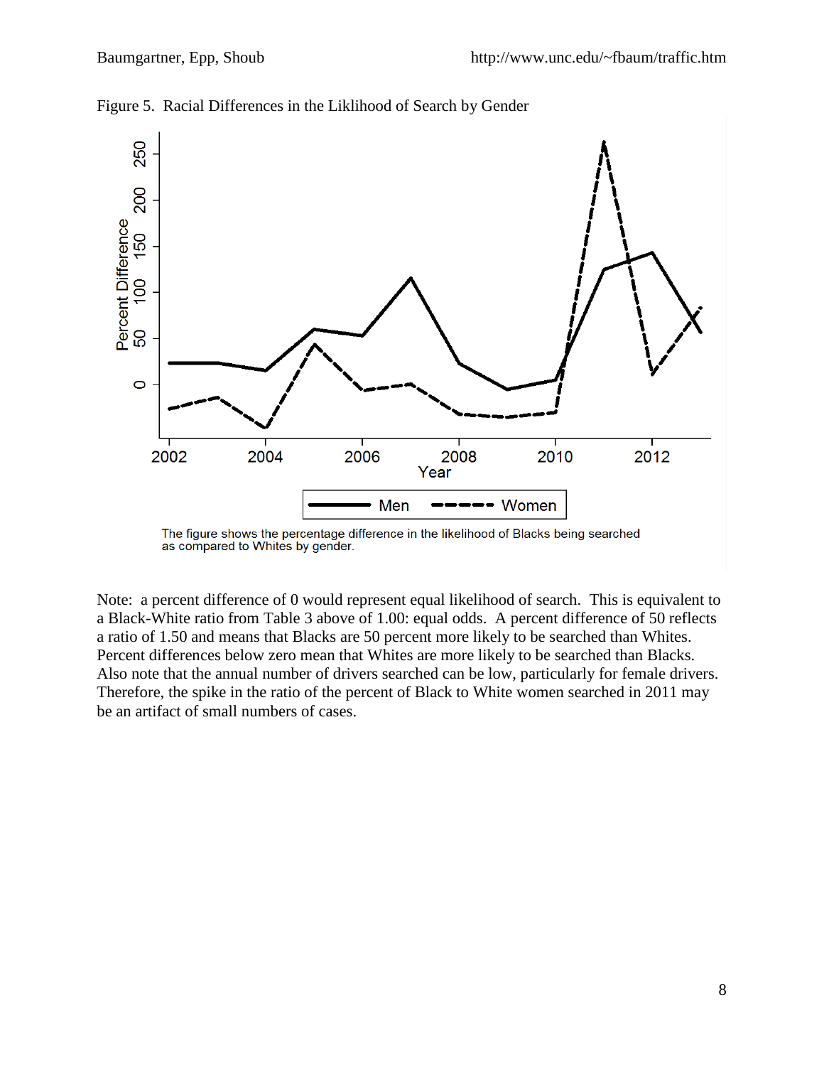Figure 5. Racial Differences in the Liklihood of Search by Gender

The figure shows the percentage difference in the likelihood of Blacks being searched as compared to Whites by gender.

Note: a percent difference of 0 would represent equal likelihood of search. This is equivalent to a Black-White ratio from Table 3 above of 1.00: equal odds. A percent difference of 50 reflects a ratio of 1.50 and means that Blacks are 50 percent more likely to be searched than Whites. Percent differences below zero mean that Whites are more likely to be searched than Blacks. Also note that the annual number of drivers searched can be low, particularly for female drivers. Therefore, the spike in the ratio of the percent of Black to White women searched in 2011 may be an artifact of small numbers of cases.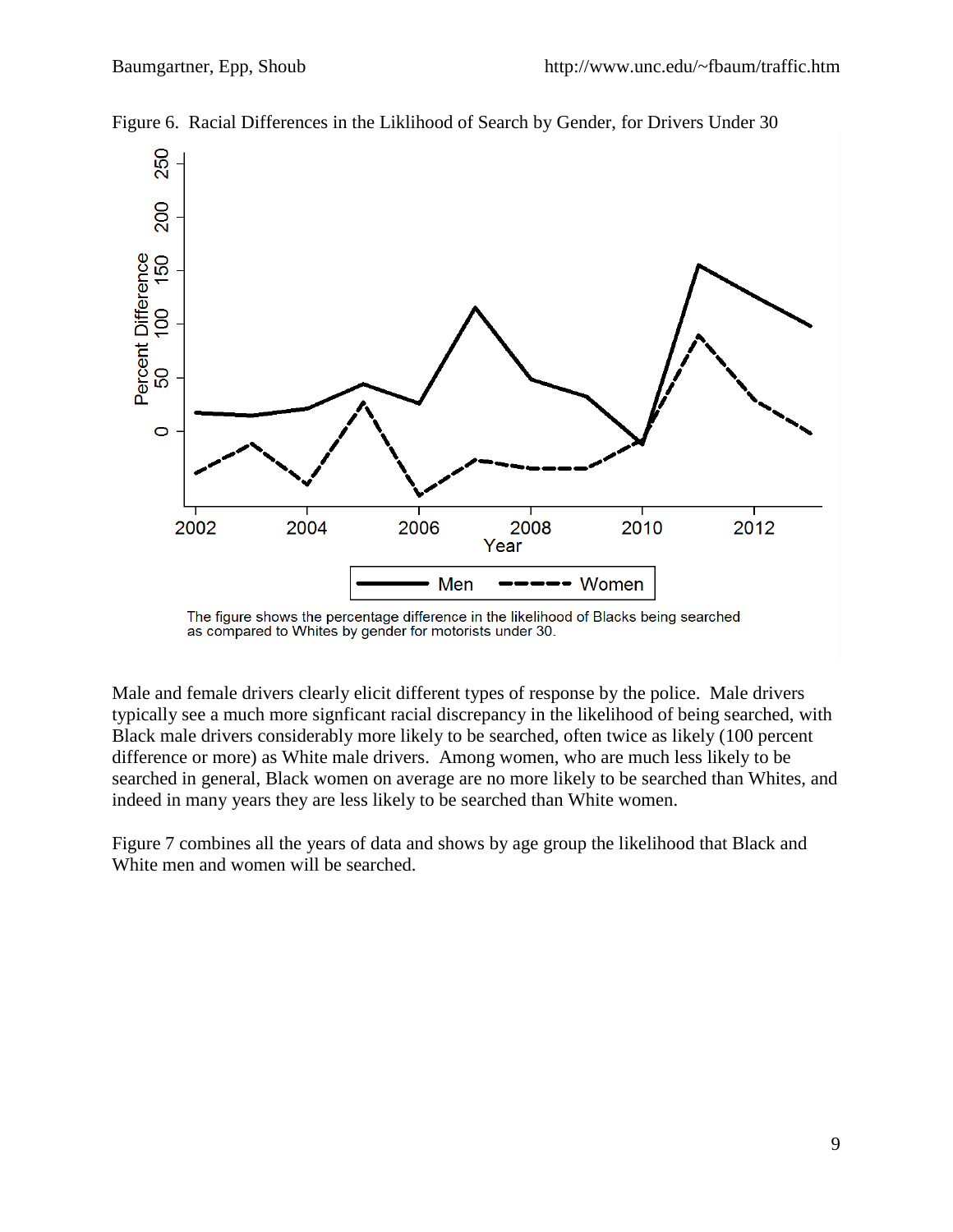Figure 6. Racial Differences in the Liklihood of Search by Gender, for Drivers Under 30

The figure shows the percentage difference in the likelihood of Blacks being searched as compared to Whites by gender for motorists under 30.

Male and female drivers clearly elicit different types of response by the police. Male drivers typically see a much more signficant racial discrepancy in the likelihood of being searched, with Black male drivers considerably more likely to be searched, often twice as likely (100 percent difference or more) as White male drivers. Among women, who are much less likely to be searched in general, Black women on average are no more likely to be searched than Whites, and indeed in many years they are less likely to be searched than White women.

Figure 7 combines all the years of data and shows by age group the likelihood that Black and White men and women will be searched.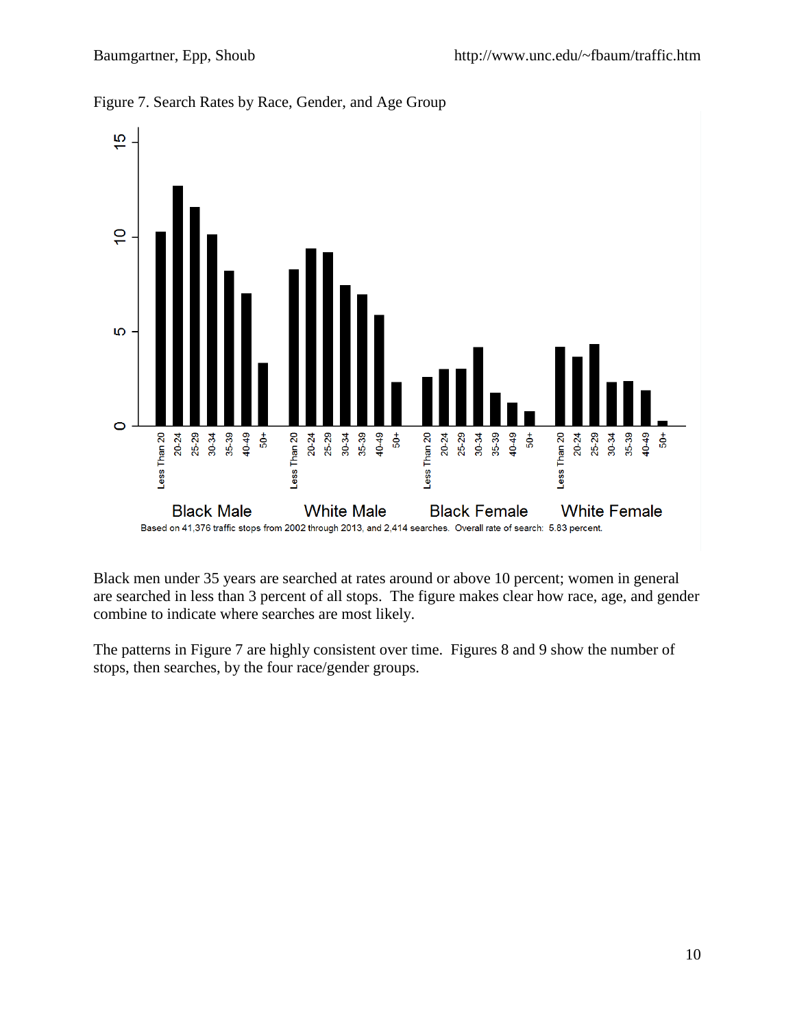Figure 7. Search Rates by Race, Gender, and Age Group

Based on 41,376 traffic stops from 2002 through 2013, and 2,414 searches. Overall rate of search: 5.83 percent.

Black men under 35 years are searched at rates around or above 10 percent; women in general are searched in less than 3 percent of all stops. The figure makes clear how race, age, and gender combine to indicate where searches are most likely.

The patterns in Figure 7 are highly consistent over time. Figures 8 and 9 show the number of stops, then searches, by the four race/gender groups.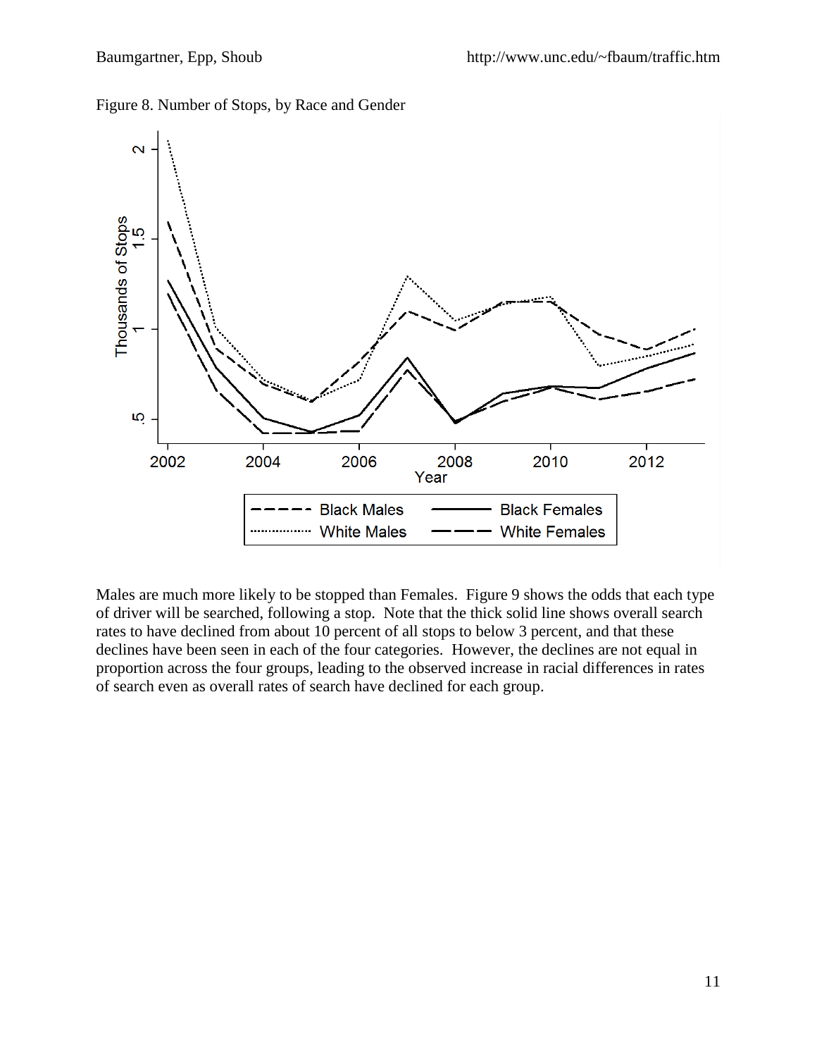Figure 8. Number of Stops, by Race and Gender

Males are much more likely to be stopped than Females. Figure 9 shows the odds that each type of driver will be searched, following a stop. Note that the thick solid line shows overall search rates to have declined from about 10 percent of all stops to below 3 percent, and that these declines have been seen in each of the four categories. However, the declines are not equal in proportion across the four groups, leading to the observed increase in racial differences in rates of search even as overall rates of search have declined for each group.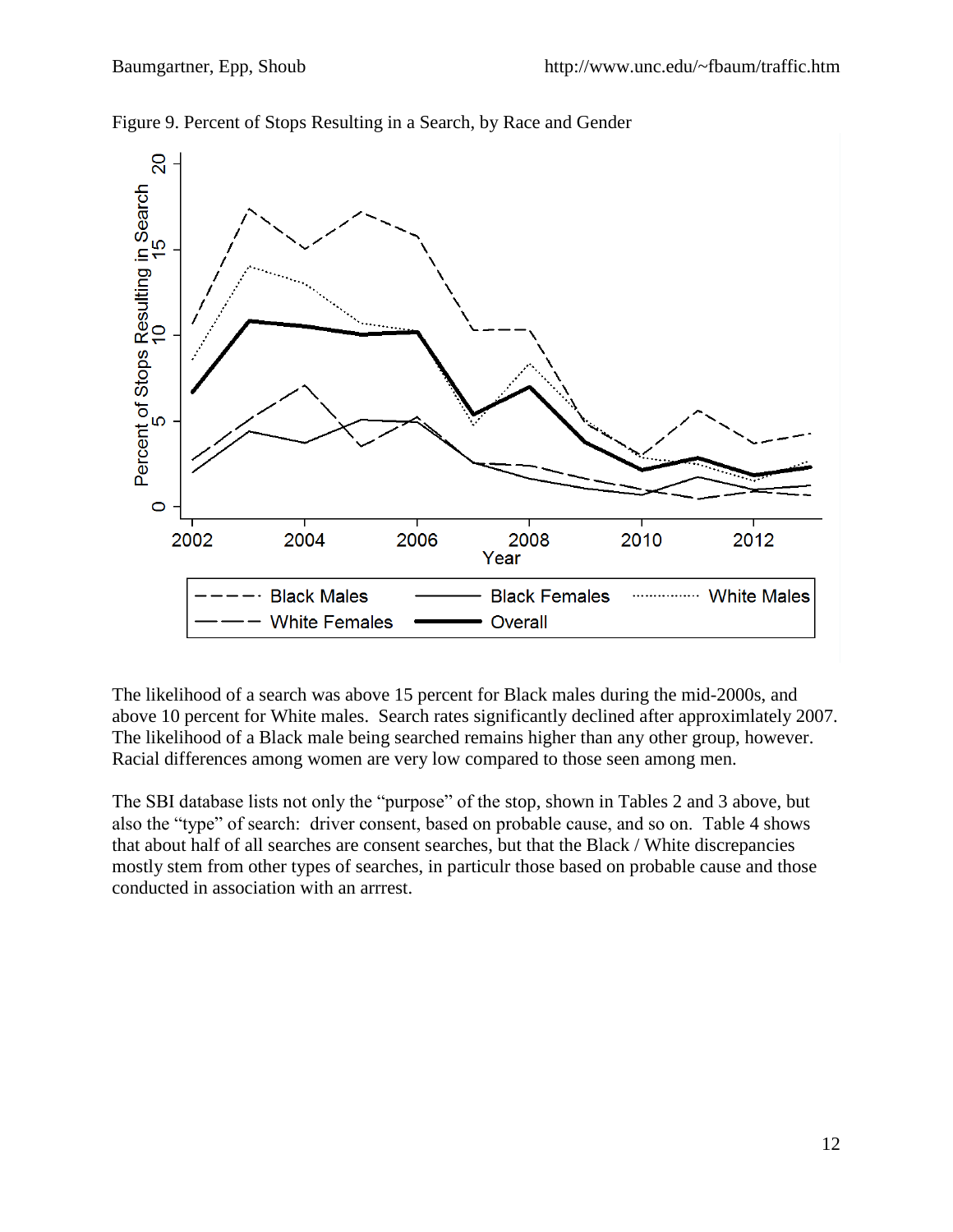Figure 9. Percent of Stops Resulting in a Search, by Race and Gender

The likelihood of a search was above 15 percent for Black males during the mid-2000s, and above 10 percent for White males. Search rates significantly declined after approximlately 2007. The likelihood of a Black male being searched remains higher than any other group, however. Racial differences among women are very low compared to those seen among men.

The SBI database lists not only the "purpose" of the stop, shown in Tables 2 and 3 above, but also the "type" of search: driver consent, based on probable cause, and so on. Table 4 shows that about half of all searches are consent searches, but that the Black / White discrepancies mostly stem from other types of searches, in particulr those based on probable cause and those conducted in association with an arrrest.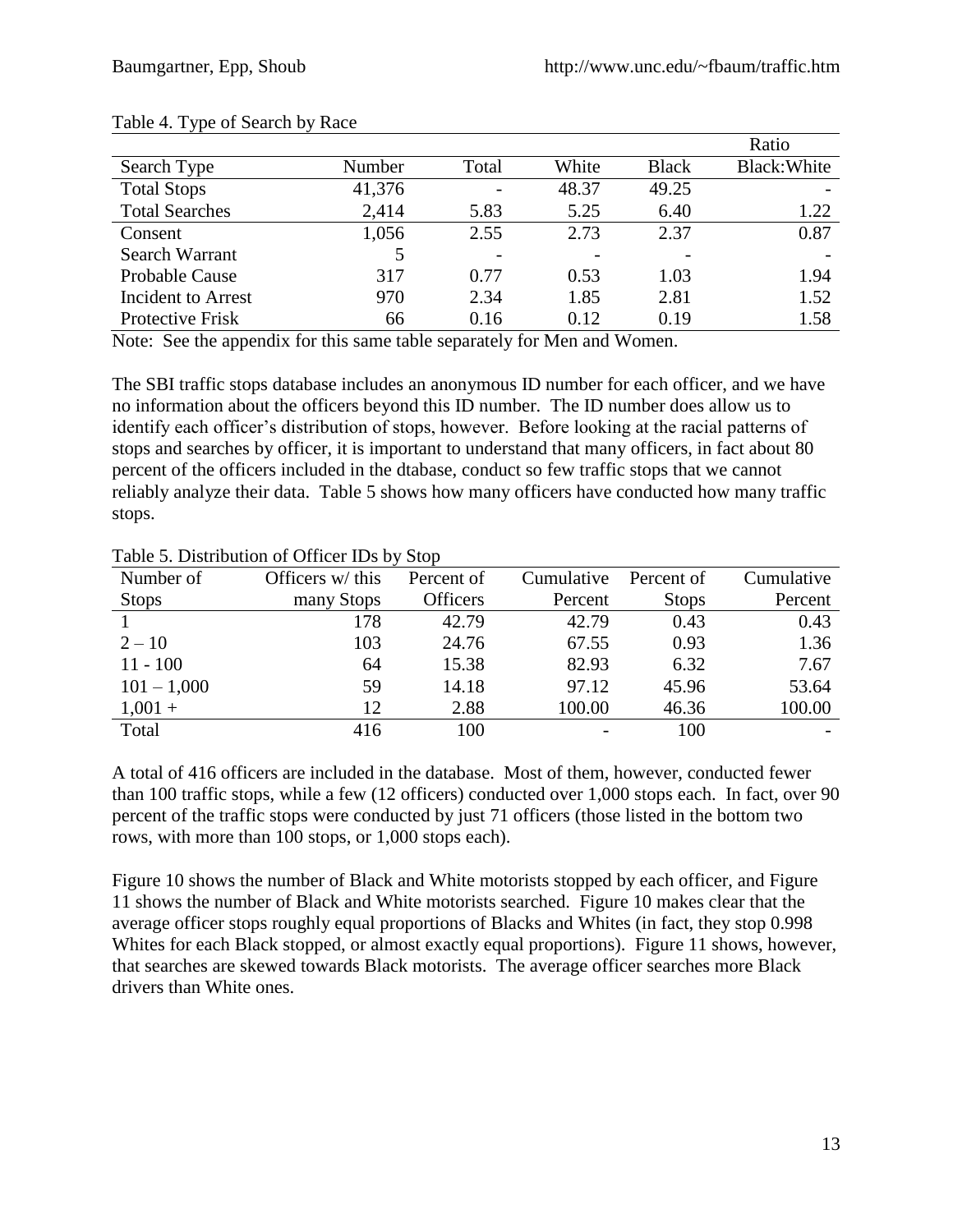Table 4. Type of Search by Race

| Search Type | Number | Total | White | Black | Ratio Black:White |
|---|---|---|---|---|---|
| Total Stops | 41,376 | - | 48.37 | 49.25 | - |
| Total Searches | 2,414 | 5.83 | 5.25 | 6.40 | 1.22 |
| Consent | 1,056 | 2.55 | 2.73 | 2.37 | 0.87 |
| Search Warrant | 5 | - | - | - | - |
| Probable Cause | 317 | 0.77 | 0.53 | 1.03 | 1.94 |
| Incident to Arrest | 970 | 2.34 | 1.85 | 2.81 | 1.52 |
| Protective Frisk | 66 | 0.16 | 0.12 | 0.19 | 1.58 |

Note: See the appendix for this same table separately for Men and Women.

The SBI traffic stops database includes an anonymous ID number for each officer, and we have no information about the officers beyond this ID number. The ID number does allow us to identify each officer's distribution of stops, however. Before looking at the racial patterns of stops and searches by officer, it is important to understand that many officers, in fact about 80 percent of the officers included in the dtabase, conduct so few traffic stops that we cannot reliably analyze their data. Table 5 shows how many officers have conducted how many traffic stops.

Table 5. Distribution of Officer IDs by Stop

| Number of Stops | Officers w/ this many Stops | Percent of Officers | Cumulative Percent | Percent of Stops | Cumulative Percent |
|---|---|---|---|---|---|
| 1 | 178 | 42.79 | 42.79 | 0.43 | 0.43 |
| 2 – 10 | 103 | 24.76 | 67.55 | 0.93 | 1.36 |
| 11 - 100 | 64 | 15.38 | 82.93 | 6.32 | 7.67 |
| 101 – 1,000 | 59 | 14.18 | 97.12 | 45.96 | 53.64 |
| 1,001 + | 12 | 2.88 | 100.00 | 46.36 | 100.00 |
| Total | 416 | 100 | - | 100 | - |

A total of 416 officers are included in the database. Most of them, however, conducted fewer than 100 traffic stops, while a few (12 officers) conducted over 1,000 stops each. In fact, over 90 percent of the traffic stops were conducted by just 71 officers (those listed in the bottom two rows, with more than 100 stops, or 1,000 stops each).

Figure 10 shows the number of Black and White motorists stopped by each officer, and Figure 11 shows the number of Black and White motorists searched. Figure 10 makes clear that the average officer stops roughly equal proportions of Blacks and Whites (in fact, they stop 0.998 Whites for each Black stopped, or almost exactly equal proportions). Figure 11 shows, however, that searches are skewed towards Black motorists. The average officer searches more Black drivers than White ones.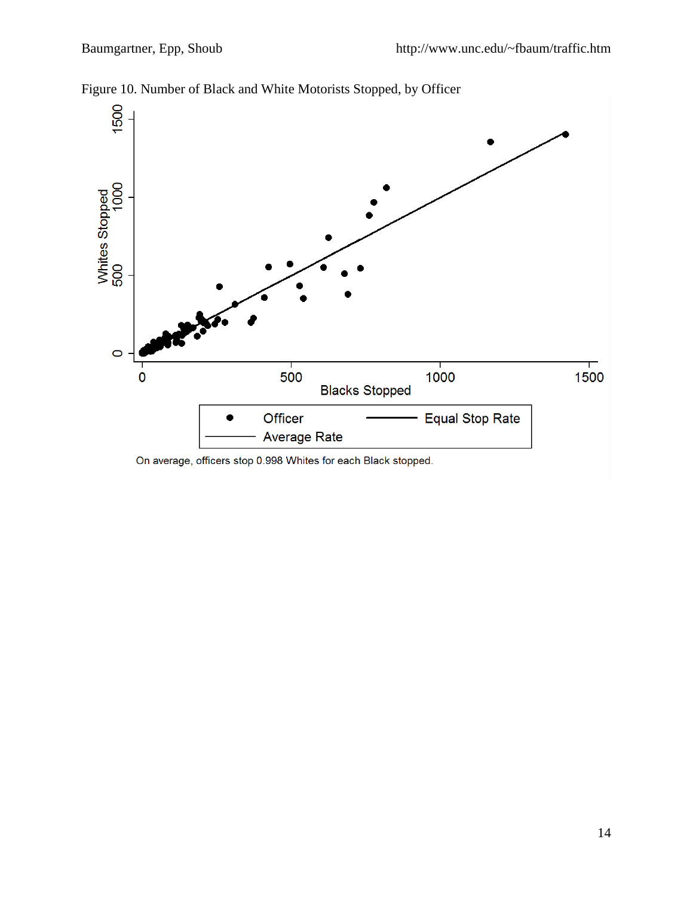Figure 10. Number of Black and White Motorists Stopped, by Officer

On average, officers stop 0.998 Whites for each Black stopped.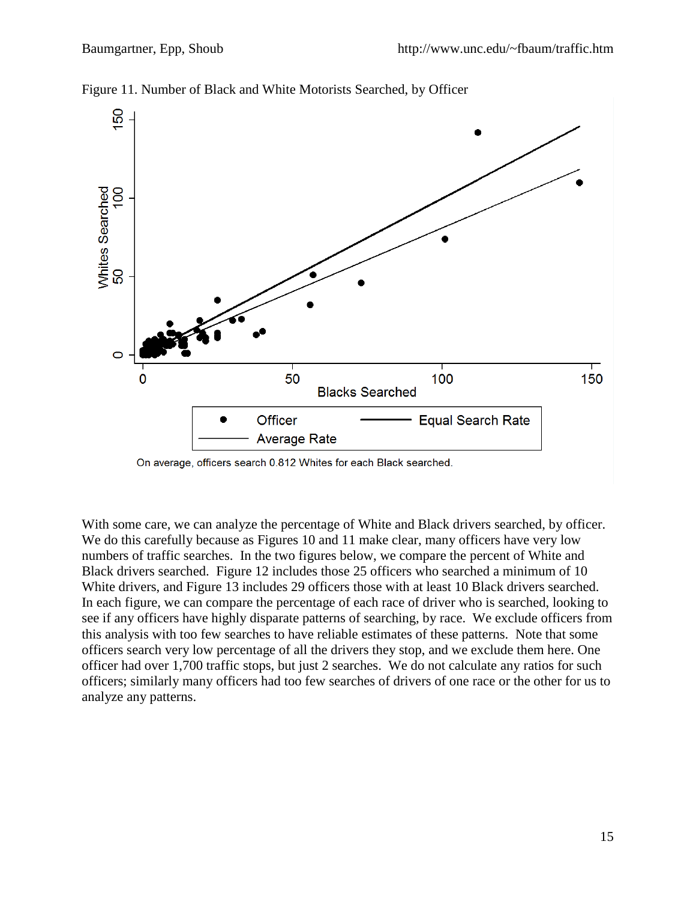Figure 11. Number of Black and White Motorists Searched, by Officer

On average, officers search 0.812 Whites for each Black searched.

With some care, we can analyze the percentage of White and Black drivers searched, by officer. We do this carefully because as Figures 10 and 11 make clear, many officers have very low numbers of traffic searches. In the two figures below, we compare the percent of White and Black drivers searched. Figure 12 includes those 25 officers who searched a minimum of 10 White drivers, and Figure 13 includes 29 officers those with at least 10 Black drivers searched. In each figure, we can compare the percentage of each race of driver who is searched, looking to see if any officers have highly disparate patterns of searching, by race. We exclude officers from this analysis with too few searches to have reliable estimates of these patterns. Note that some officers search very low percentage of all the drivers they stop, and we exclude them here. One officer had over 1,700 traffic stops, but just 2 searches. We do not calculate any ratios for such officers; similarly many officers had too few searches of drivers of one race or the other for us to analyze any patterns.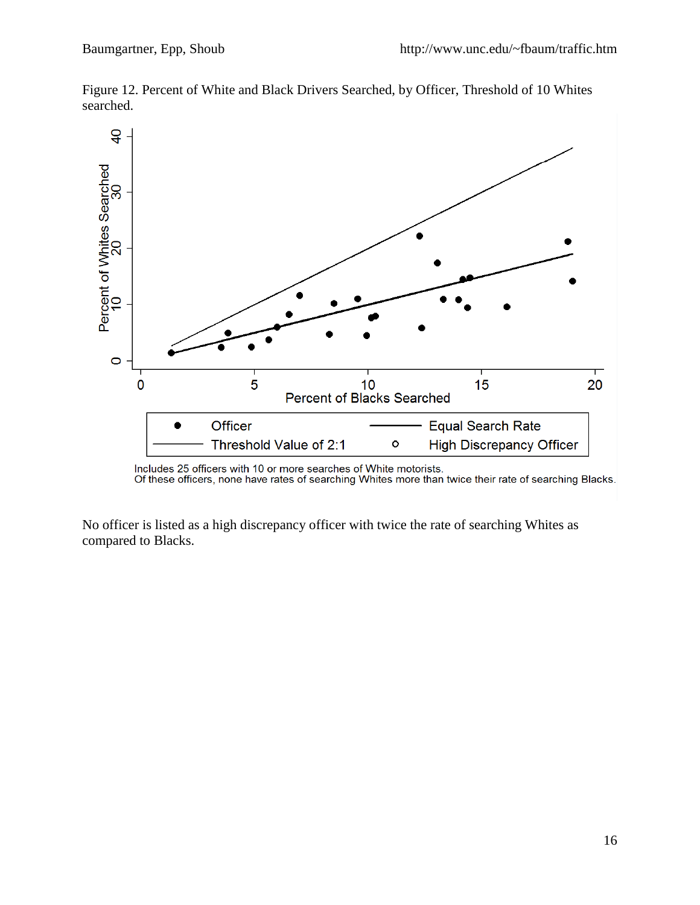Figure 12. Percent of White and Black Drivers Searched, by Officer, Threshold of 10 Whites searched.

Includes 25 officers with 10 or more searches of White motorists.
Of these officers, none have rates of searching Whites more than twice their rate of searching Blacks.

No officer is listed as a high discrepancy officer with twice the rate of searching Whites as compared to Blacks.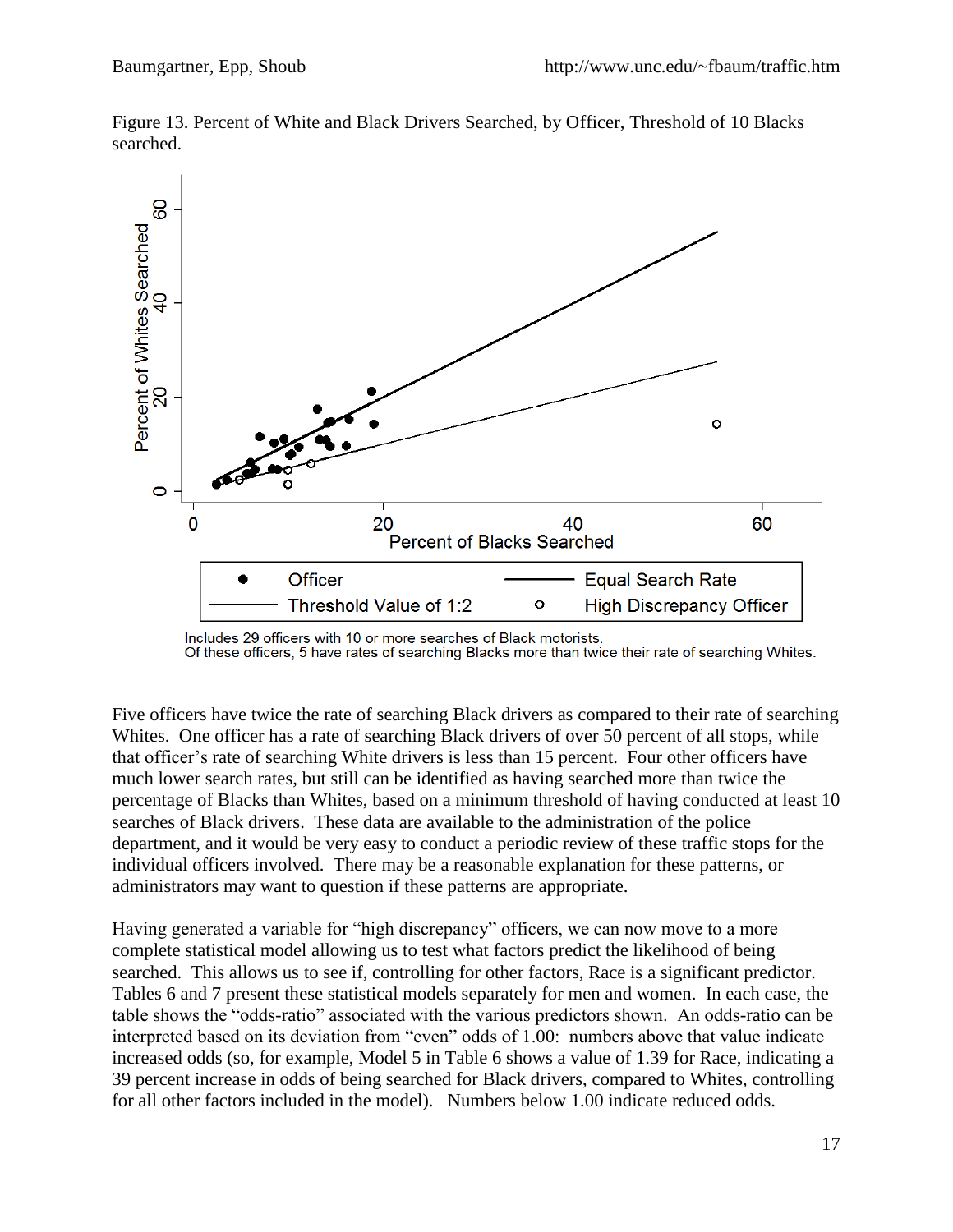Figure 13. Percent of White and Black Drivers Searched, by Officer, Threshold of 10 Blacks searched.

Includes 29 officers with 10 or more searches of Black motorists.
Of these officers, 5 have rates of searching Blacks more than twice their rate of searching Whites.

Five officers have twice the rate of searching Black drivers as compared to their rate of searching Whites. One officer has a rate of searching Black drivers of over 50 percent of all stops, while that officer's rate of searching White drivers is less than 15 percent. Four other officers have much lower search rates, but still can be identified as having searched more than twice the percentage of Blacks than Whites, based on a minimum threshold of having conducted at least 10 searches of Black drivers. These data are available to the administration of the police department, and it would be very easy to conduct a periodic review of these traffic stops for the individual officers involved. There may be a reasonable explanation for these patterns, or administrators may want to question if these patterns are appropriate.

Having generated a variable for "high discrepancy" officers, we can now move to a more complete statistical model allowing us to test what factors predict the likelihood of being searched. This allows us to see if, controlling for other factors, Race is a significant predictor. Tables 6 and 7 present these statistical models separately for men and women. In each case, the table shows the "odds-ratio" associated with the various predictors shown. An odds-ratio can be interpreted based on its deviation from "even" odds of 1.00: numbers above that value indicate increased odds (so, for example, Model 5 in Table 6 shows a value of 1.39 for Race, indicating a 39 percent increase in odds of being searched for Black drivers, compared to Whites, controlling for all other factors included in the model). Numbers below 1.00 indicate reduced odds.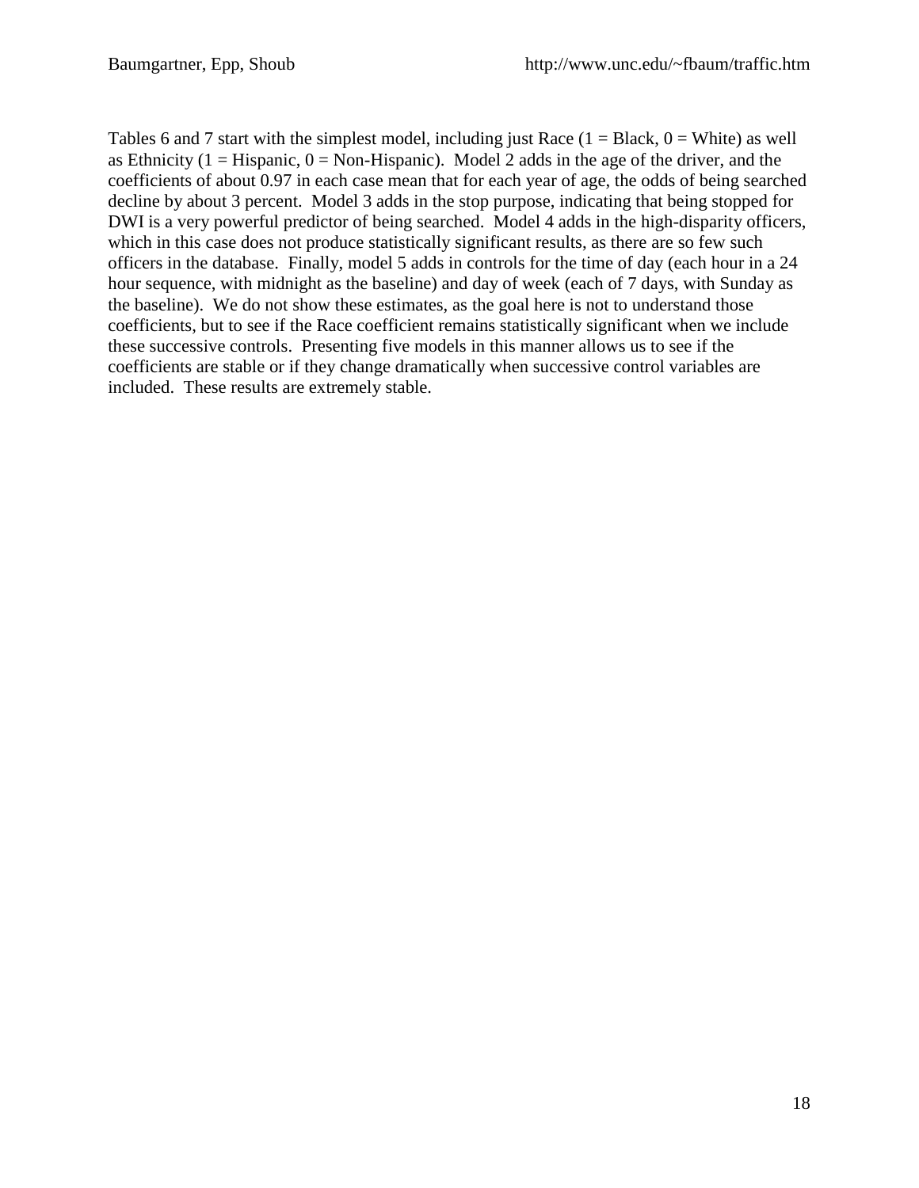Tables 6 and 7 start with the simplest model, including just Race (1 = Black, 0 = White) as well as Ethnicity (1 = Hispanic, 0 = Non-Hispanic). Model 2 adds in the age of the driver, and the coefficients of about 0.97 in each case mean that for each year of age, the odds of being searched decline by about 3 percent. Model 3 adds in the stop purpose, indicating that being stopped for DWI is a very powerful predictor of being searched. Model 4 adds in the high-disparity officers, which in this case does not produce statistically significant results, as there are so few such officers in the database. Finally, model 5 adds in controls for the time of day (each hour in a 24 hour sequence, with midnight as the baseline) and day of week (each of 7 days, with Sunday as the baseline). We do not show these estimates, as the goal here is not to understand those coefficients, but to see if the Race coefficient remains statistically significant when we include these successive controls. Presenting five models in this manner allows us to see if the coefficients are stable or if they change dramatically when successive control variables are included. These results are extremely stable.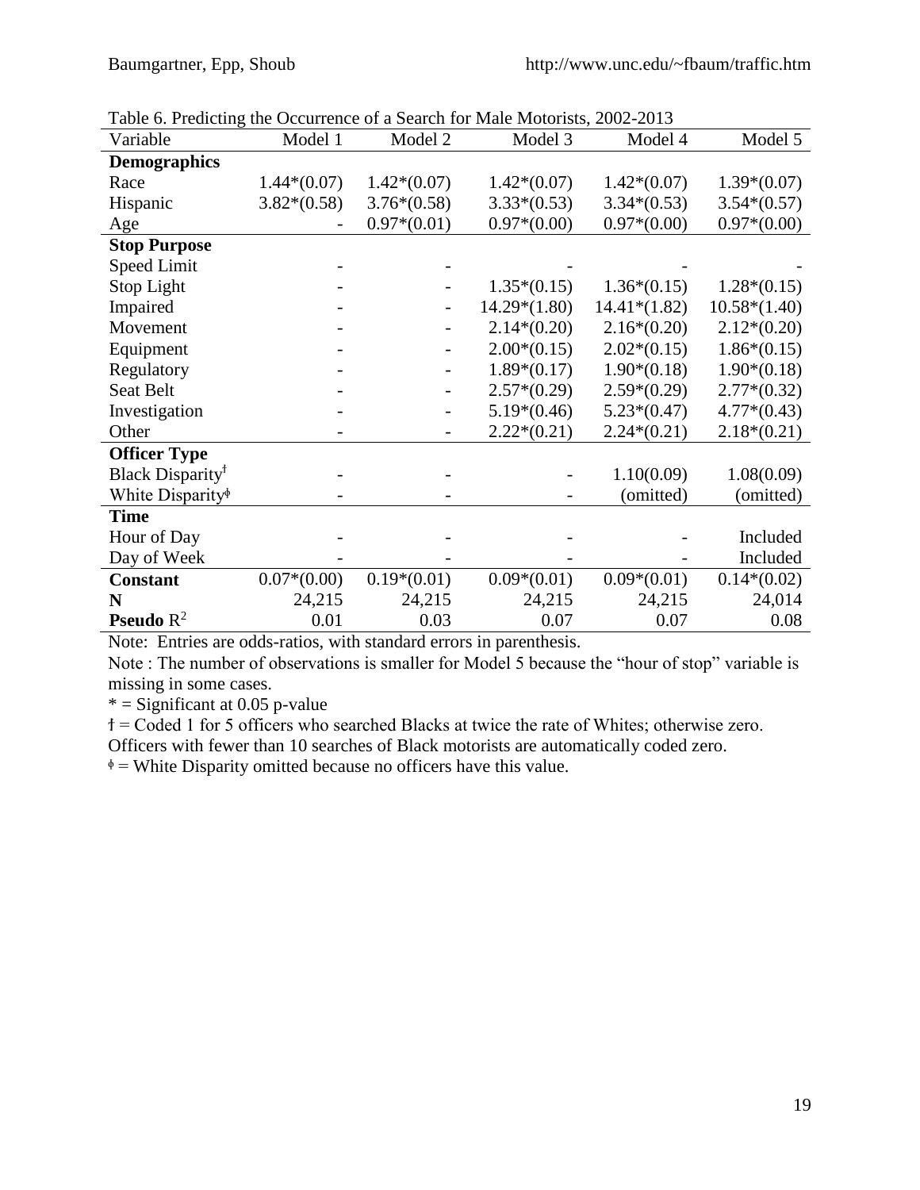Table 6. Predicting the Occurrence of a Search for Male Motorists, 2002-2013

| Variable | Model 1 | Model 2 | Model 3 | Model 4 | Model 5 |
|---|---|---|---|---|---|
| **Demographics** | | | | | |
| Race | 1.44*(0.07) | 1.42*(0.07) | 1.42*(0.07) | 1.42*(0.07) | 1.39*(0.07) |
| Hispanic | 3.82*(0.58) | 3.76*(0.58) | 3.33*(0.53) | 3.34*(0.53) | 3.54*(0.57) |
| Age | - | 0.97*(0.01) | 0.97*(0.00) | 0.97*(0.00) | 0.97*(0.00) |
| **Stop Purpose** | | | | | |
| Speed Limit | - | - | - | - | - |
| Stop Light | - | - | 1.35*(0.15) | 1.36*(0.15) | 1.28*(0.15) |
| Impaired | - | - | 14.29*(1.80) | 14.41*(1.82) | 10.58*(1.40) |
| Movement | - | - | 2.14*(0.20) | 2.16*(0.20) | 2.12*(0.20) |
| Equipment | - | - | 2.00*(0.15) | 2.02*(0.15) | 1.86*(0.15) |
| Regulatory | - | - | 1.89*(0.17) | 1.90*(0.18) | 1.90*(0.18) |
| Seat Belt | - | - | 2.57*(0.29) | 2.59*(0.29) | 2.77*(0.32) |
| Investigation | - | - | 5.19*(0.46) | 5.23*(0.47) | 4.77*(0.43) |
| Other | - | - | 2.22*(0.21) | 2.24*(0.21) | 2.18*(0.21) |
| **Officer Type** | | | | | |
| Black Disparityᵻ | - | - | - | 1.10(0.09) | 1.08(0.09) |
| White Disparityᶲ | - | - | - | (omitted) | (omitted) |
| **Time** | | | | | |
| Hour of Day | - | - | - | - | Included |
| Day of Week | - | - | - | - | Included |
| **Constant** | 0.07*(0.00) | 0.19*(0.01) | 0.09*(0.01) | 0.09*(0.01) | 0.14*(0.02) |
| **N** | 24,215 | 24,215 | 24,215 | 24,215 | 24,014 |
| **Pseudo** $R^2$ | 0.01 | 0.03 | 0.07 | 0.07 | 0.08 |

Note: Entries are odds-ratios, with standard errors in parenthesis.

Note : The number of observations is smaller for Model 5 because the "hour of stop" variable is missing in some cases.

* = Significant at 0.05 p-value

ᵻ = Coded 1 for 5 officers who searched Blacks at twice the rate of Whites; otherwise zero. Officers with fewer than 10 searches of Black motorists are automatically coded zero.

ᶲ = White Disparity omitted because no officers have this value.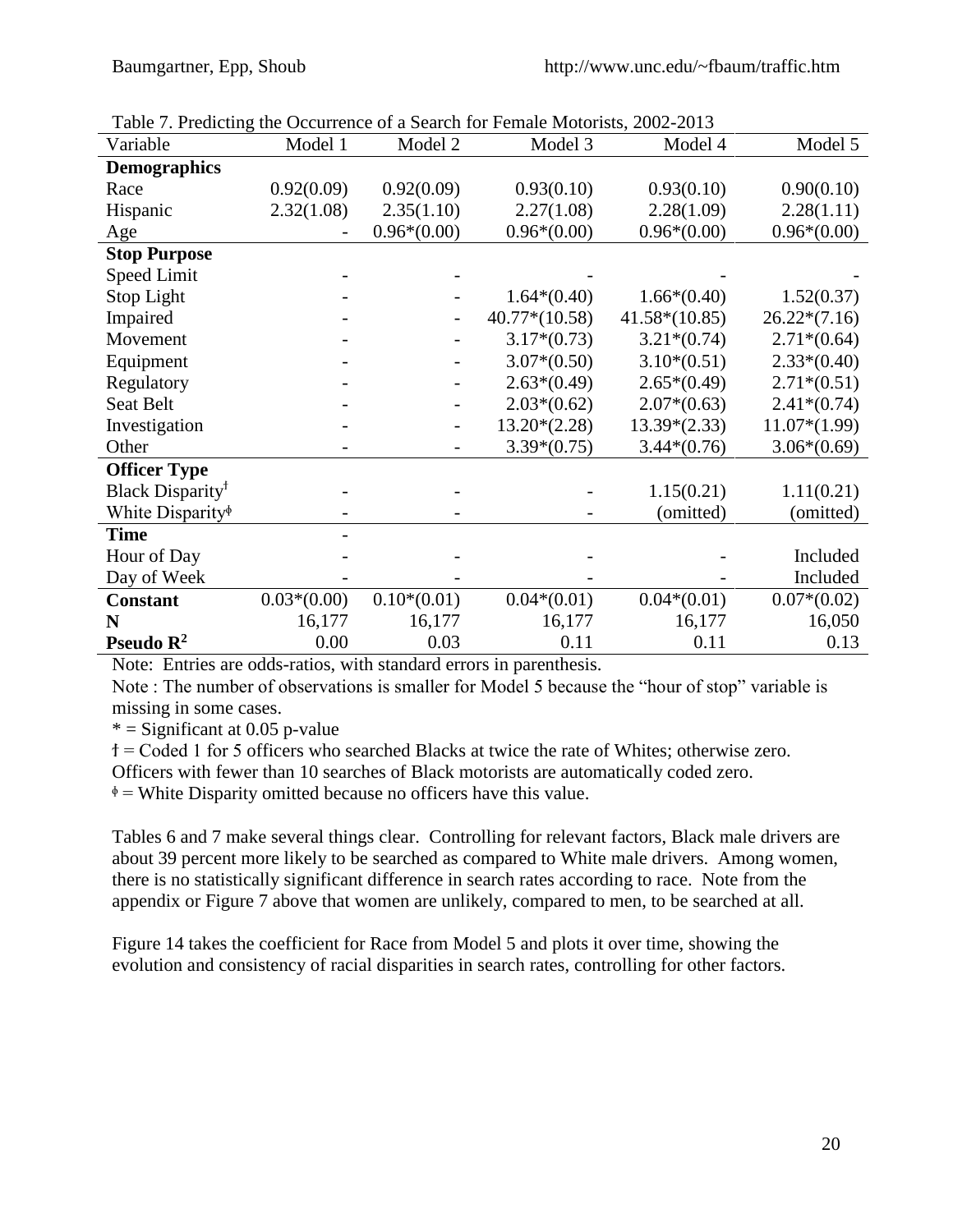Table 7. Predicting the Occurrence of a Search for Female Motorists, 2002-2013

| Variable | Model 1 | Model 2 | Model 3 | Model 4 | Model 5 |
|---|---|---|---|---|---|
| **Demographics** | | | | | |
| Race | 0.92(0.09) | 0.92(0.09) | 0.93(0.10) | 0.93(0.10) | 0.90(0.10) |
| Hispanic | 2.32(1.08) | 2.35(1.10) | 2.27(1.08) | 2.28(1.09) | 2.28(1.11) |
| Age | - | 0.96*(0.00) | 0.96*(0.00) | 0.96*(0.00) | 0.96*(0.00) |
| **Stop Purpose** | | | | | |
| Speed Limit | - | - | - | - | - |
| Stop Light | - | - | 1.64*(0.40) | 1.66*(0.40) | 1.52(0.37) |
| Impaired | - | - | 40.77*(10.58) | 41.58*(10.85) | 26.22*(7.16) |
| Movement | - | - | 3.17*(0.73) | 3.21*(0.74) | 2.71*(0.64) |
| Equipment | - | - | 3.07*(0.50) | 3.10*(0.51) | 2.33*(0.40) |
| Regulatory | - | - | 2.63*(0.49) | 2.65*(0.49) | 2.71*(0.51) |
| Seat Belt | - | - | 2.03*(0.62) | 2.07*(0.63) | 2.41*(0.74) |
| Investigation | - | - | 13.20*(2.28) | 13.39*(2.33) | 11.07*(1.99) |
| Other | - | - | 3.39*(0.75) | 3.44*(0.76) | 3.06*(0.69) |
| **Officer Type** | | | | | |
| Black Disparity[ƚ] | - | - | - | 1.15(0.21) | 1.11(0.21) |
| White Disparity[ɸ] | - | - | - | (omitted) | (omitted) |
| **Time** | - | | | | |
| Hour of Day | - | - | - | - | Included |
| Day of Week | - | - | - | - | Included |
| **Constant** | 0.03*(0.00) | 0.10*(0.01) | 0.04*(0.01) | 0.04*(0.01) | 0.07*(0.02) |
| **N** | 16,177 | 16,177 | 16,177 | 16,177 | 16,050 |
| **Pseudo $R^2$** | 0.00 | 0.03 | 0.11 | 0.11 | 0.13 |

Note: Entries are odds-ratios, with standard errors in parenthesis.

Note : The number of observations is smaller for Model 5 because the "hour of stop" variable is missing in some cases.

* = Significant at 0.05 p-value

ƚ = Coded 1 for 5 officers who searched Blacks at twice the rate of Whites; otherwise zero. Officers with fewer than 10 searches of Black motorists are automatically coded zero.

ɸ = White Disparity omitted because no officers have this value.

Tables 6 and 7 make several things clear. Controlling for relevant factors, Black male drivers are about 39 percent more likely to be searched as compared to White male drivers. Among women, there is no statistically significant difference in search rates according to race. Note from the appendix or Figure 7 above that women are unlikely, compared to men, to be searched at all.

Figure 14 takes the coefficient for Race from Model 5 and plots it over time, showing the evolution and consistency of racial disparities in search rates, controlling for other factors.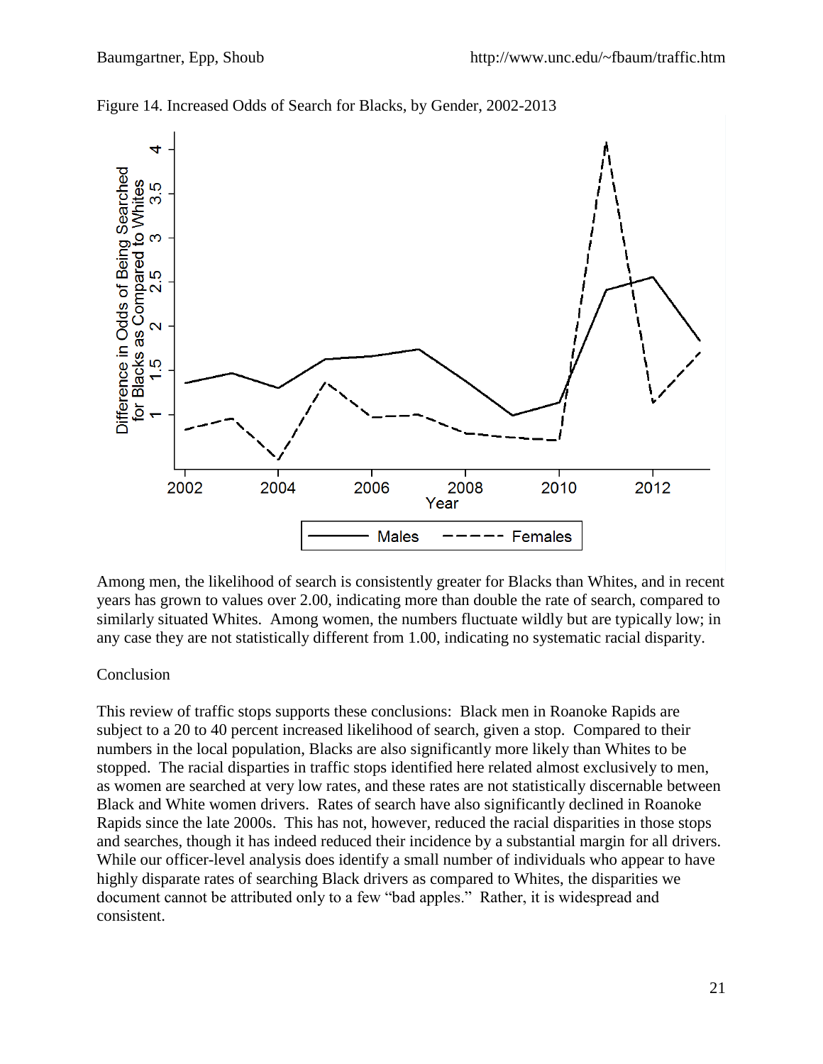Figure 14. Increased Odds of Search for Blacks, by Gender, 2002-2013

Among men, the likelihood of search is consistently greater for Blacks than Whites, and in recent years has grown to values over 2.00, indicating more than double the rate of search, compared to similarly situated Whites. Among women, the numbers fluctuate wildly but are typically low; in any case they are not statistically different from 1.00, indicating no systematic racial disparity.

## Conclusion

This review of traffic stops supports these conclusions: Black men in Roanoke Rapids are subject to a 20 to 40 percent increased likelihood of search, given a stop. Compared to their numbers in the local population, Blacks are also significantly more likely than Whites to be stopped. The racial disparities in traffic stops identified here related almost exclusively to men, as women are searched at very low rates, and these rates are not statistically discernable between Black and White women drivers. Rates of search have also significantly declined in Roanoke Rapids since the late 2000s. This has not, however, reduced the racial disparities in those stops and searches, though it has indeed reduced their incidence by a substantial margin for all drivers. While our officer-level analysis does identify a small number of individuals who appear to have highly disparate rates of searching Black drivers as compared to Whites, the disparities we document cannot be attributed only to a few "bad apples." Rather, it is widespread and consistent.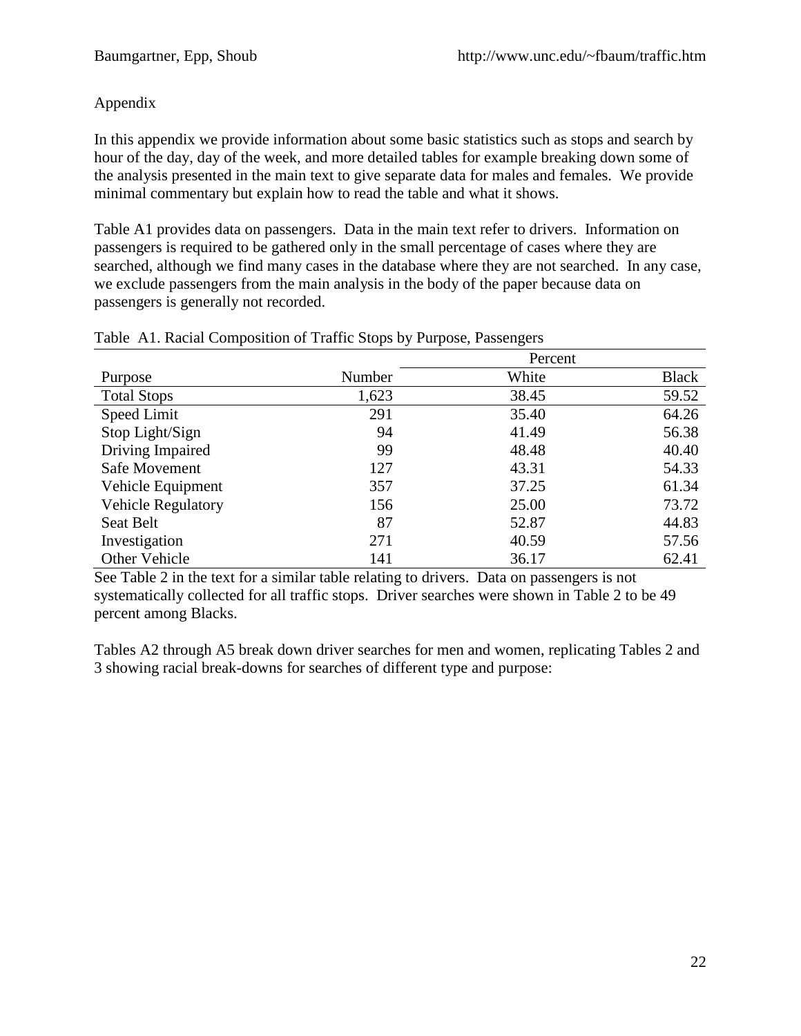## Appendix

In this appendix we provide information about some basic statistics such as stops and search by hour of the day, day of the week, and more detailed tables for example breaking down some of the analysis presented in the main text to give separate data for males and females. We provide minimal commentary but explain how to read the table and what it shows.

Table A1 provides data on passengers. Data in the main text refer to drivers. Information on passengers is required to be gathered only in the small percentage of cases where they are searched, although we find many cases in the database where they are not searched. In any case, we exclude passengers from the main analysis in the body of the paper because data on passengers is generally not recorded.

Table A1. Racial Composition of Traffic Stops by Purpose, Passengers

| | | Percent | |
|---|---|---|---|
| Purpose | Number | White | Black |
| Total Stops | 1,623 | 38.45 | 59.52 |
| Speed Limit | 291 | 35.40 | 64.26 |
| Stop Light/Sign | 94 | 41.49 | 56.38 |
| Driving Impaired | 99 | 48.48 | 40.40 |
| Safe Movement | 127 | 43.31 | 54.33 |
| Vehicle Equipment | 357 | 37.25 | 61.34 |
| Vehicle Regulatory | 156 | 25.00 | 73.72 |
| Seat Belt | 87 | 52.87 | 44.83 |
| Investigation | 271 | 40.59 | 57.56 |
| Other Vehicle | 141 | 36.17 | 62.41 |

See Table 2 in the text for a similar table relating to drivers. Data on passengers is not systematically collected for all traffic stops. Driver searches were shown in Table 2 to be 49 percent among Blacks.

Tables A2 through A5 break down driver searches for men and women, replicating Tables 2 and 3 showing racial break-downs for searches of different type and purpose: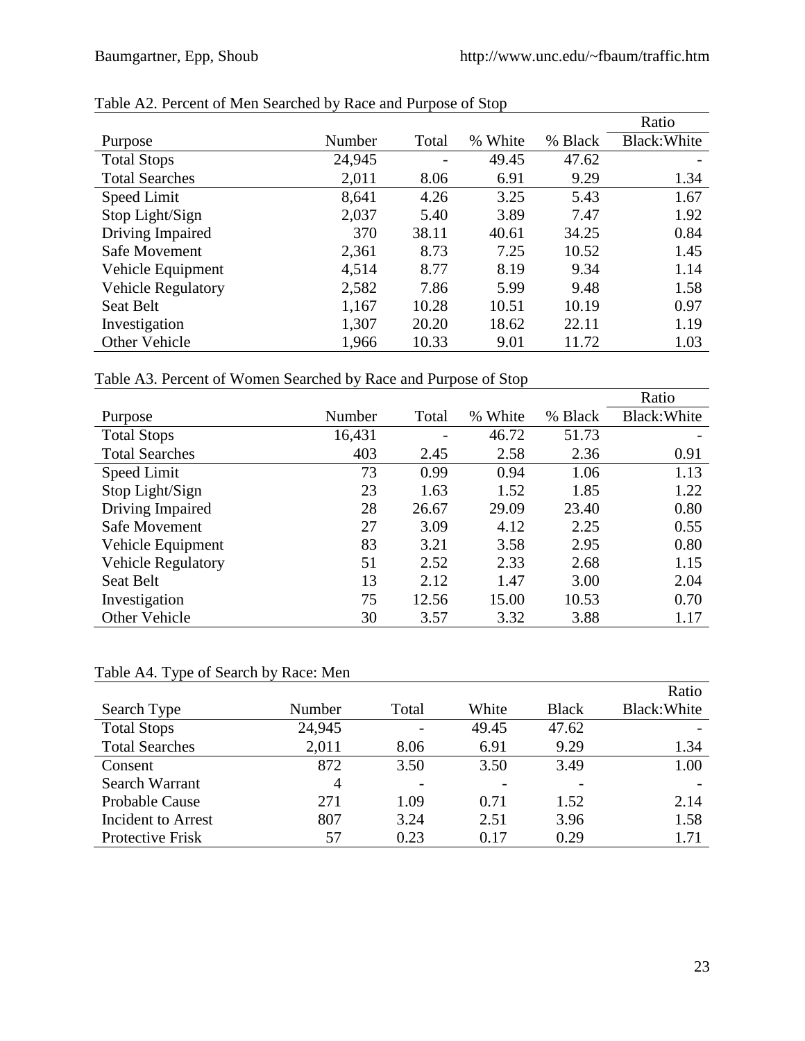Table A2. Percent of Men Searched by Race and Purpose of Stop

| Purpose | Number | Total | % White | % Black | Ratio Black:White |
|---|---|---|---|---|---|
| Total Stops | 24,945 | - | 49.45 | 47.62 | - |
| Total Searches | 2,011 | 8.06 | 6.91 | 9.29 | 1.34 |
| Speed Limit | 8,641 | 4.26 | 3.25 | 5.43 | 1.67 |
| Stop Light/Sign | 2,037 | 5.40 | 3.89 | 7.47 | 1.92 |
| Driving Impaired | 370 | 38.11 | 40.61 | 34.25 | 0.84 |
| Safe Movement | 2,361 | 8.73 | 7.25 | 10.52 | 1.45 |
| Vehicle Equipment | 4,514 | 8.77 | 8.19 | 9.34 | 1.14 |
| Vehicle Regulatory | 2,582 | 7.86 | 5.99 | 9.48 | 1.58 |
| Seat Belt | 1,167 | 10.28 | 10.51 | 10.19 | 0.97 |
| Investigation | 1,307 | 20.20 | 18.62 | 22.11 | 1.19 |
| Other Vehicle | 1,966 | 10.33 | 9.01 | 11.72 | 1.03 |

Table A3. Percent of Women Searched by Race and Purpose of Stop

| Purpose | Number | Total | % White | % Black | Ratio Black:White |
|---|---|---|---|---|---|
| Total Stops | 16,431 | - | 46.72 | 51.73 | - |
| Total Searches | 403 | 2.45 | 2.58 | 2.36 | 0.91 |
| Speed Limit | 73 | 0.99 | 0.94 | 1.06 | 1.13 |
| Stop Light/Sign | 23 | 1.63 | 1.52 | 1.85 | 1.22 |
| Driving Impaired | 28 | 26.67 | 29.09 | 23.40 | 0.80 |
| Safe Movement | 27 | 3.09 | 4.12 | 2.25 | 0.55 |
| Vehicle Equipment | 83 | 3.21 | 3.58 | 2.95 | 0.80 |
| Vehicle Regulatory | 51 | 2.52 | 2.33 | 2.68 | 1.15 |
| Seat Belt | 13 | 2.12 | 1.47 | 3.00 | 2.04 |
| Investigation | 75 | 12.56 | 15.00 | 10.53 | 0.70 |
| Other Vehicle | 30 | 3.57 | 3.32 | 3.88 | 1.17 |

Table A4. Type of Search by Race: Men

| Search Type | Number | Total | White | Black | Ratio Black:White |
|---|---|---|---|---|---|
| Total Stops | 24,945 | - | 49.45 | 47.62 | - |
| Total Searches | 2,011 | 8.06 | 6.91 | 9.29 | 1.34 |
| Consent | 872 | 3.50 | 3.50 | 3.49 | 1.00 |
| Search Warrant | 4 | - | - | - | - |
| Probable Cause | 271 | 1.09 | 0.71 | 1.52 | 2.14 |
| Incident to Arrest | 807 | 3.24 | 2.51 | 3.96 | 1.58 |
| Protective Frisk | 57 | 0.23 | 0.17 | 0.29 | 1.71 |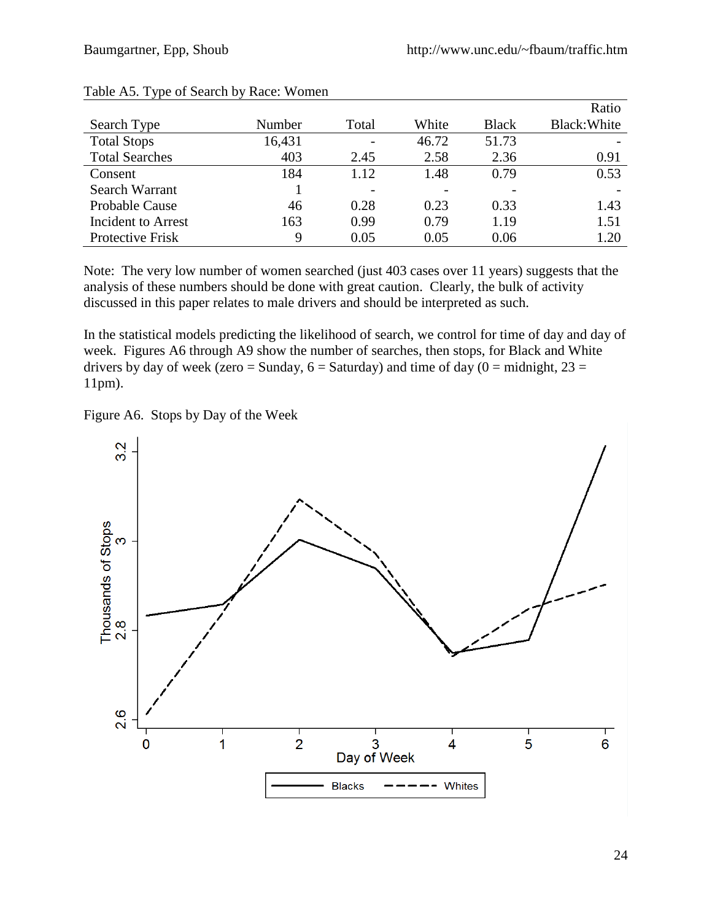Table A5. Type of Search by Race: Women

| Search Type | Number | Total | White | Black | Ratio Black:White |
|---|---|---|---|---|---|
| Total Stops | 16,431 | - | 46.72 | 51.73 | - |
| Total Searches | 403 | 2.45 | 2.58 | 2.36 | 0.91 |
| Consent | 184 | 1.12 | 1.48 | 0.79 | 0.53 |
| Search Warrant | 1 | - | - | - | - |
| Probable Cause | 46 | 0.28 | 0.23 | 0.33 | 1.43 |
| Incident to Arrest | 163 | 0.99 | 0.79 | 1.19 | 1.51 |
| Protective Frisk | 9 | 0.05 | 0.05 | 0.06 | 1.20 |

Note: The very low number of women searched (just 403 cases over 11 years) suggests that the analysis of these numbers should be done with great caution. Clearly, the bulk of activity discussed in this paper relates to male drivers and should be interpreted as such.

In the statistical models predicting the likelihood of search, we control for time of day and day of week. Figures A6 through A9 show the number of searches, then stops, for Black and White drivers by day of week (zero = Sunday, 6 = Saturday) and time of day (0 = midnight, 23 = 11pm).

Figure A6. Stops by Day of the Week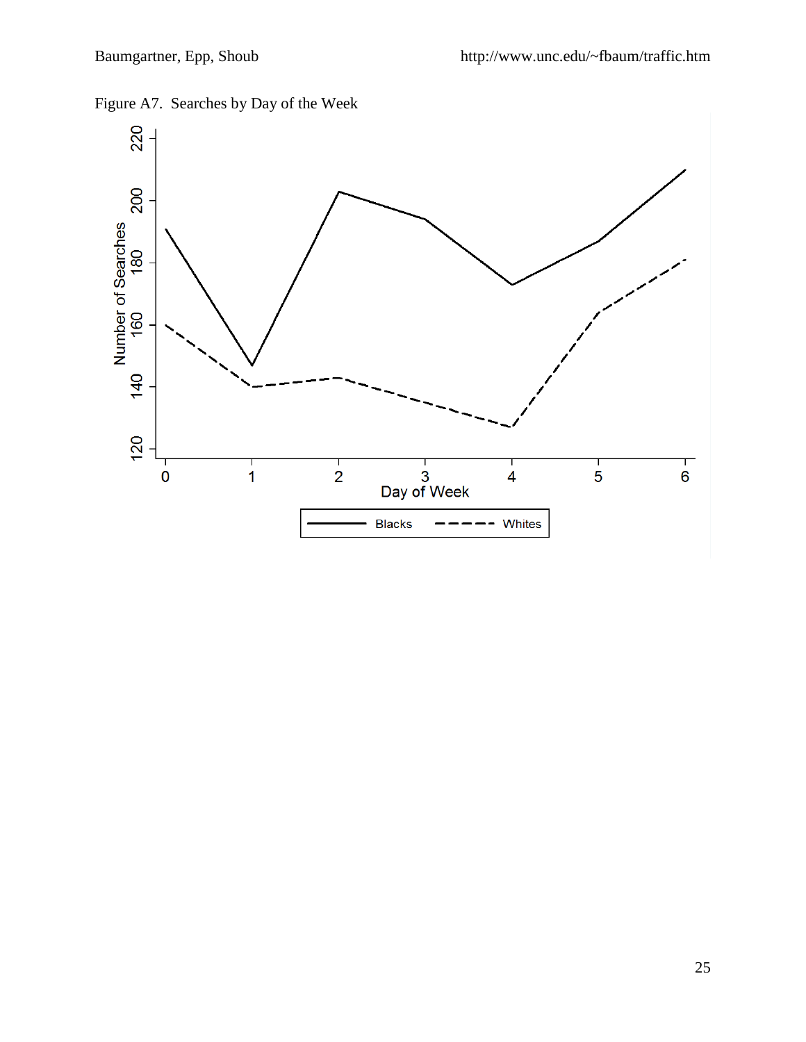Figure A7. Searches by Day of the Week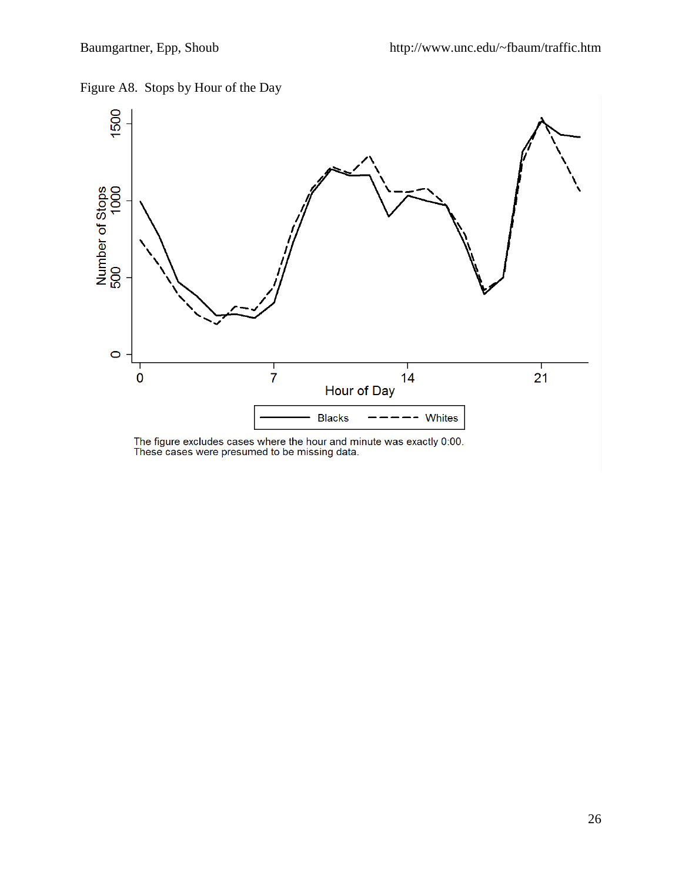Figure A8. Stops by Hour of the Day

The figure excludes cases where the hour and minute was exactly 0:00.
These cases were presumed to be missing data.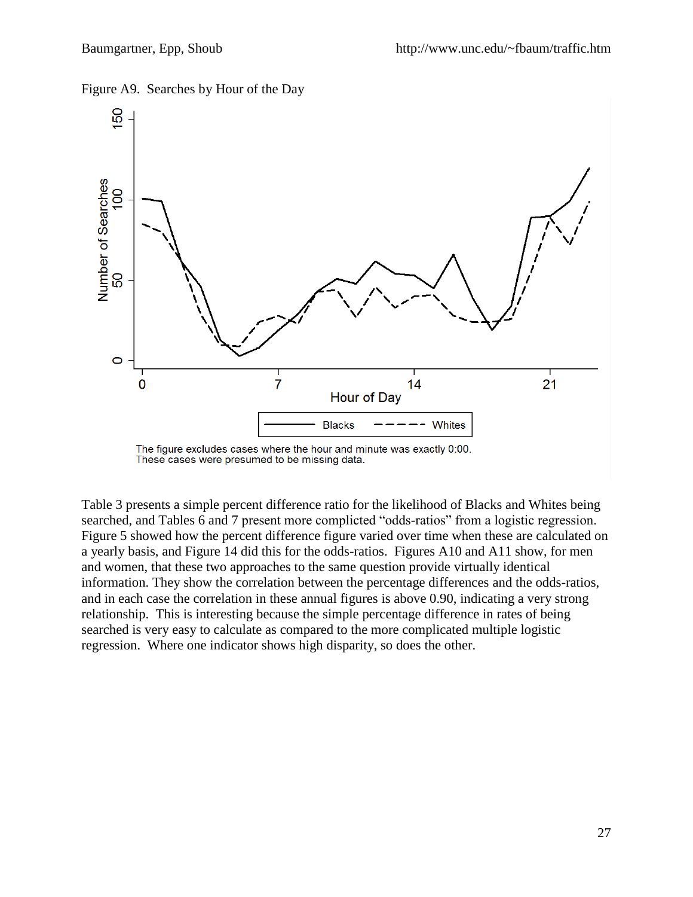Figure A9. Searches by Hour of the Day

The figure excludes cases where the hour and minute was exactly 0:00.
These cases were presumed to be missing data.

Table 3 presents a simple percent difference ratio for the likelihood of Blacks and Whites being searched, and Tables 6 and 7 present more complicted "odds-ratios" from a logistic regression. Figure 5 showed how the percent difference figure varied over time when these are calculated on a yearly basis, and Figure 14 did this for the odds-ratios. Figures A10 and A11 show, for men and women, that these two approaches to the same question provide virtually identical information. They show the correlation between the percentage differences and the odds-ratios, and in each case the correlation in these annual figures is above 0.90, indicating a very strong relationship. This is interesting because the simple percentage difference in rates of being searched is very easy to calculate as compared to the more complicated multiple logistic regression. Where one indicator shows high disparity, so does the other.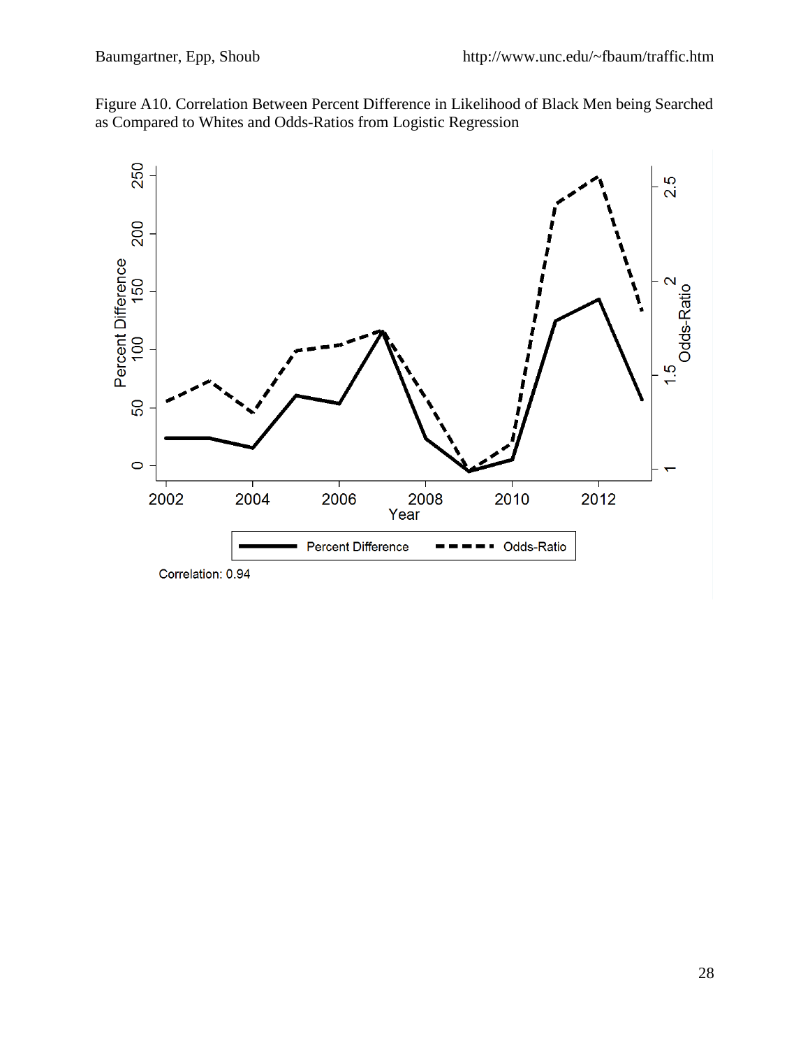Figure A10. Correlation Between Percent Difference in Likelihood of Black Men being Searched as Compared to Whites and Odds-Ratios from Logistic Regression

Correlation: 0.94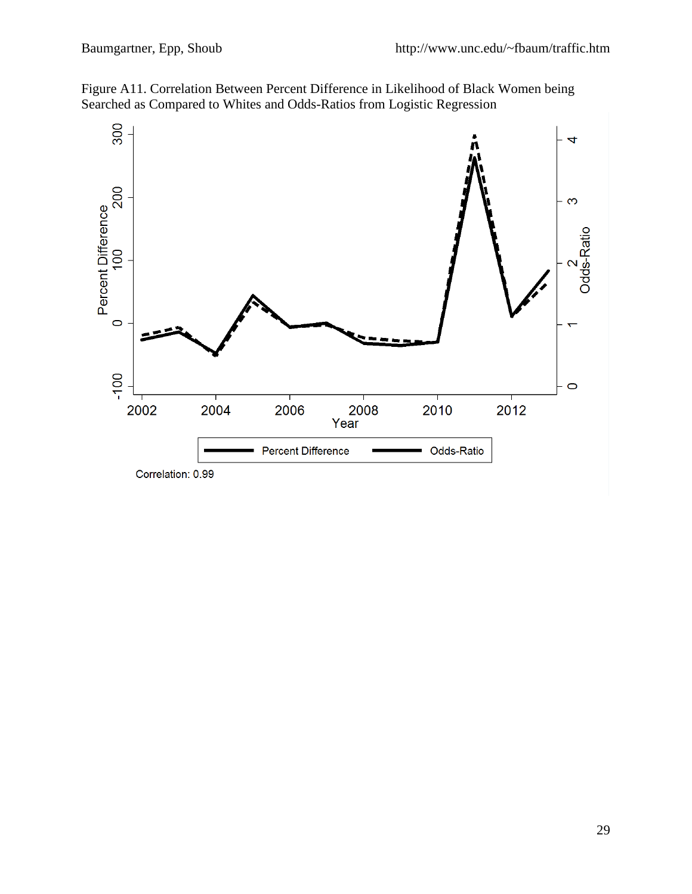Figure A11. Correlation Between Percent Difference in Likelihood of Black Women being Searched as Compared to Whites and Odds-Ratios from Logistic Regression

Correlation: 0.99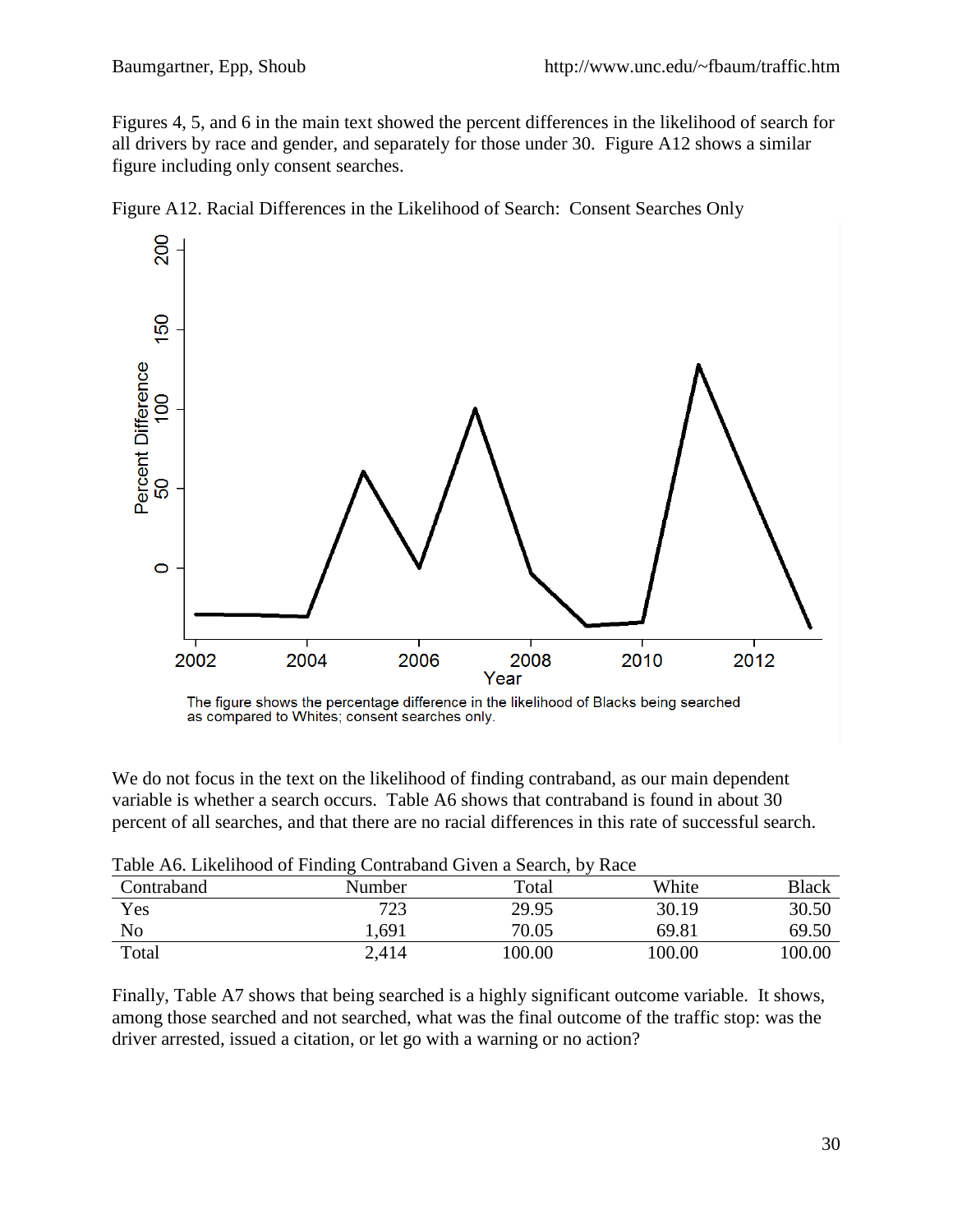Figures 4, 5, and 6 in the main text showed the percent differences in the likelihood of search for all drivers by race and gender, and separately for those under 30. Figure A12 shows a similar figure including only consent searches.

Figure A12. Racial Differences in the Likelihood of Search: Consent Searches Only

The figure shows the percentage difference in the likelihood of Blacks being searched as compared to Whites; consent searches only.

We do not focus in the text on the likelihood of finding contraband, as our main dependent variable is whether a search occurs. Table A6 shows that contraband is found in about 30 percent of all searches, and that there are no racial differences in this rate of successful search.

Table A6. Likelihood of Finding Contraband Given a Search, by Race

| Contraband | Number | Total | White | Black |
|---|---|---|---|---|
| Yes | 723 | 29.95 | 30.19 | 30.50 |
| No | 1,691 | 70.05 | 69.81 | 69.50 |
| Total | 2,414 | 100.00 | 100.00 | 100.00 |

Finally, Table A7 shows that being searched is a highly significant outcome variable. It shows, among those searched and not searched, what was the final outcome of the traffic stop: was the driver arrested, issued a citation, or let go with a warning or no action?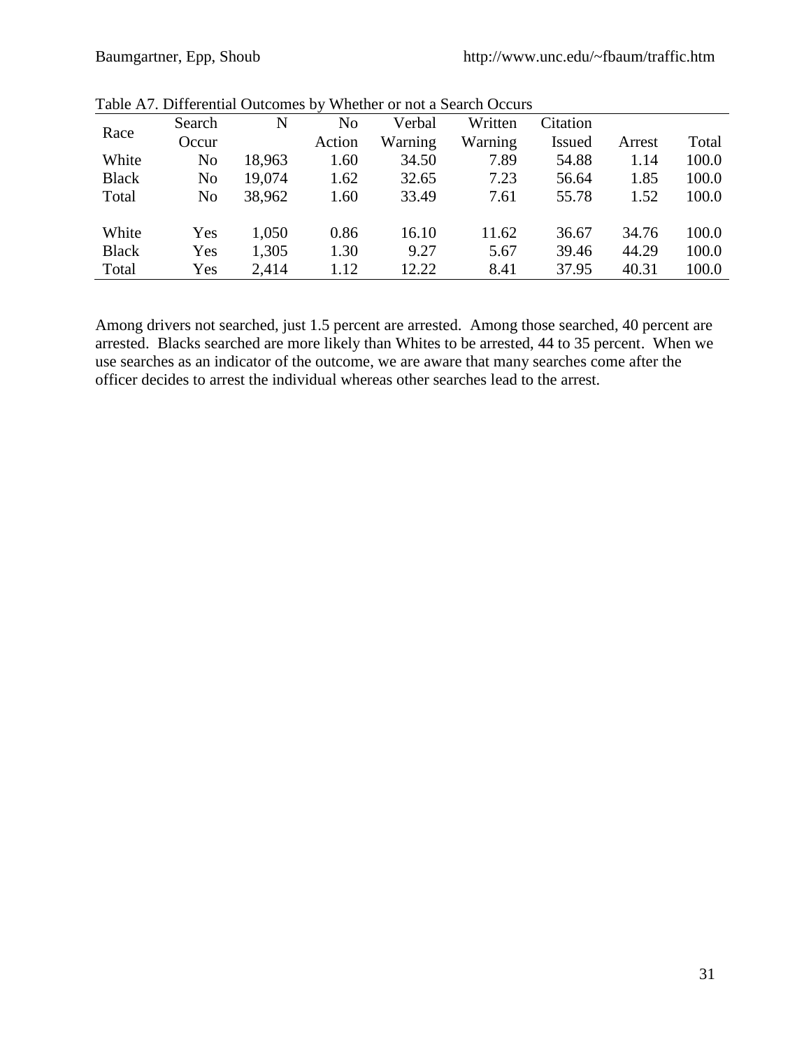Table A7. Differential Outcomes by Whether or not a Search Occurs

| Race | Search Occur | N | No Action | Verbal Warning | Written Warning | Citation Issued | Arrest | Total |
|---|---|---|---|---|---|---|---|---|
| White | No | 18,963 | 1.60 | 34.50 | 7.89 | 54.88 | 1.14 | 100.0 |
| Black | No | 19,074 | 1.62 | 32.65 | 7.23 | 56.64 | 1.85 | 100.0 |
| Total | No | 38,962 | 1.60 | 33.49 | 7.61 | 55.78 | 1.52 | 100.0 |
| | | | | | | | | |
| White | Yes | 1,050 | 0.86 | 16.10 | 11.62 | 36.67 | 34.76 | 100.0 |
| Black | Yes | 1,305 | 1.30 | 9.27 | 5.67 | 39.46 | 44.29 | 100.0 |
| Total | Yes | 2,414 | 1.12 | 12.22 | 8.41 | 37.95 | 40.31 | 100.0 |

Among drivers not searched, just 1.5 percent are arrested. Among those searched, 40 percent are arrested. Blacks searched are more likely than Whites to be arrested, 44 to 35 percent. When we use searches as an indicator of the outcome, we are aware that many searches come after the officer decides to arrest the individual whereas other searches lead to the arrest.